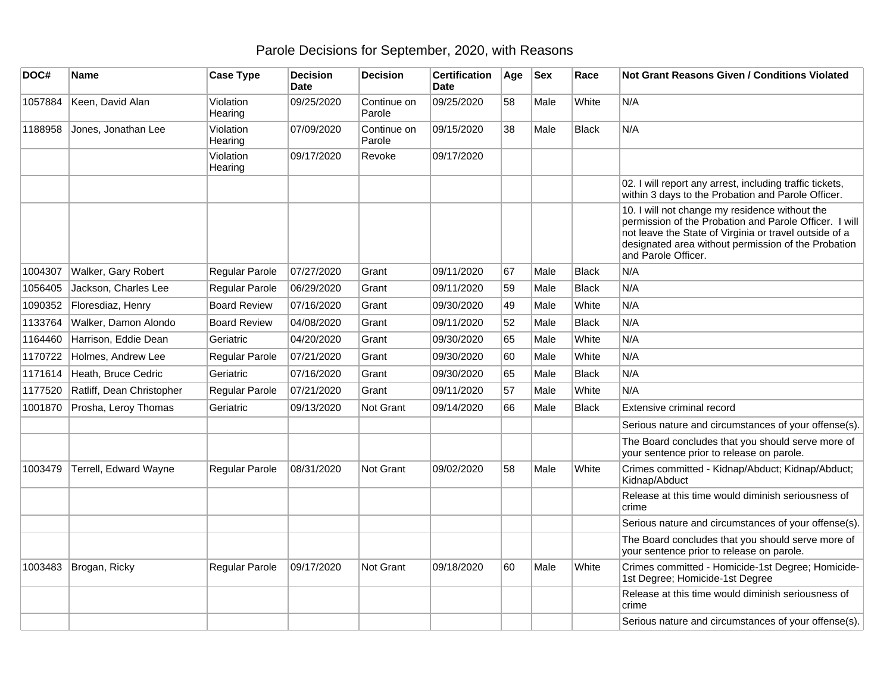# Parole Decisions for September, 2020, with Reasons

| DOC# | Name | Case Type | Decision Date | Decision | Certification Date | Age | Sex | Race | Not Grant Reasons Given / Conditions Violated |
|---|---|---|---|---|---|---|---|---|---|
| 1057884 | Keen, David Alan | Violation Hearing | 09/25/2020 | Continue on Parole | 09/25/2020 | 58 | Male | White | N/A |
| 1188958 | Jones, Jonathan Lee | Violation Hearing | 07/09/2020 | Continue on Parole | 09/15/2020 | 38 | Male | Black | N/A |
| | | Violation Hearing | 09/17/2020 | Revoke | 09/17/2020 | | | | |
| | | | | | | | | | 02. I will report any arrest, including traffic tickets, within 3 days to the Probation and Parole Officer. |
| | | | | | | | | | 10. I will not change my residence without the permission of the Probation and Parole Officer. I will not leave the State of Virginia or travel outside of a designated area without permission of the Probation and Parole Officer. |
| 1004307 | Walker, Gary Robert | Regular Parole | 07/27/2020 | Grant | 09/11/2020 | 67 | Male | Black | N/A |
| 1056405 | Jackson, Charles Lee | Regular Parole | 06/29/2020 | Grant | 09/11/2020 | 59 | Male | Black | N/A |
| 1090352 | Floresdiaz, Henry | Board Review | 07/16/2020 | Grant | 09/30/2020 | 49 | Male | White | N/A |
| 1133764 | Walker, Damon Alondo | Board Review | 04/08/2020 | Grant | 09/11/2020 | 52 | Male | Black | N/A |
| 1164460 | Harrison, Eddie Dean | Geriatric | 04/20/2020 | Grant | 09/30/2020 | 65 | Male | White | N/A |
| 1170722 | Holmes, Andrew Lee | Regular Parole | 07/21/2020 | Grant | 09/30/2020 | 60 | Male | White | N/A |
| 1171614 | Heath, Bruce Cedric | Geriatric | 07/16/2020 | Grant | 09/30/2020 | 65 | Male | Black | N/A |
| 1177520 | Ratliff, Dean Christopher | Regular Parole | 07/21/2020 | Grant | 09/11/2020 | 57 | Male | White | N/A |
| 1001870 | Prosha, Leroy Thomas | Geriatric | 09/13/2020 | Not Grant | 09/14/2020 | 66 | Male | Black | Extensive criminal record |
| | | | | | | | | | Serious nature and circumstances of your offense(s). |
| | | | | | | | | | The Board concludes that you should serve more of your sentence prior to release on parole. |
| 1003479 | Terrell, Edward Wayne | Regular Parole | 08/31/2020 | Not Grant | 09/02/2020 | 58 | Male | White | Crimes committed - Kidnap/Abduct; Kidnap/Abduct; Kidnap/Abduct |
| | | | | | | | | | Release at this time would diminish seriousness of crime |
| | | | | | | | | | Serious nature and circumstances of your offense(s). |
| | | | | | | | | | The Board concludes that you should serve more of your sentence prior to release on parole. |
| 1003483 | Brogan, Ricky | Regular Parole | 09/17/2020 | Not Grant | 09/18/2020 | 60 | Male | White | Crimes committed - Homicide-1st Degree; Homicide-1st Degree; Homicide-1st Degree |
| | | | | | | | | | Release at this time would diminish seriousness of crime |
| | | | | | | | | | Serious nature and circumstances of your offense(s). |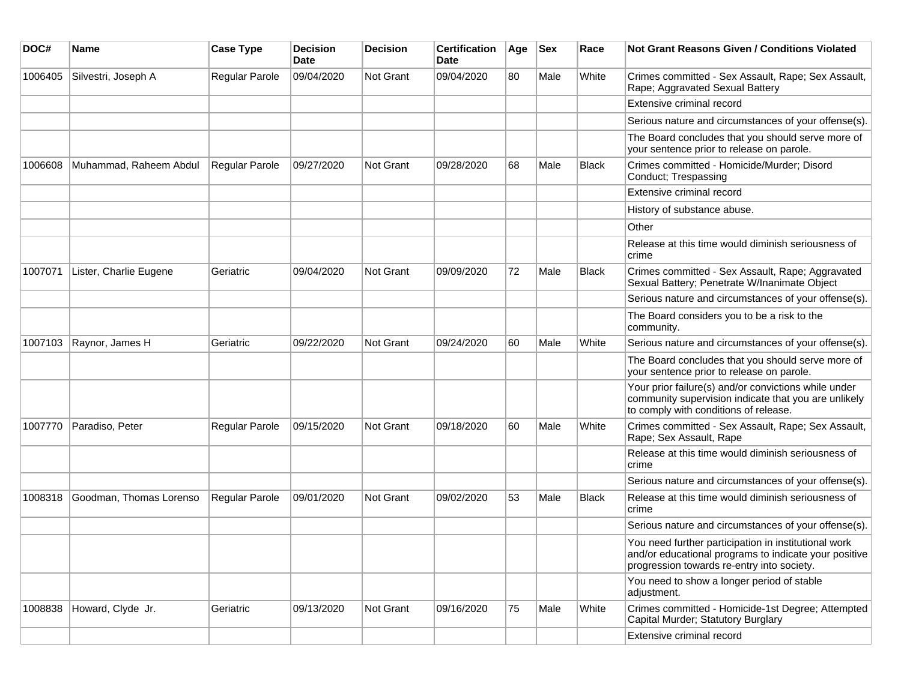| DOC# | Name | Case Type | Decision Date | Decision | Certification Date | Age | Sex | Race | Not Grant Reasons Given / Conditions Violated |
|---|---|---|---|---|---|---|---|---|---|
| 1006405 | Silvestri, Joseph A | Regular Parole | 09/04/2020 | Not Grant | 09/04/2020 | 80 | Male | White | Crimes committed - Sex Assault, Rape; Sex Assault, Rape; Aggravated Sexual Battery |
| | | | | | | | | | Extensive criminal record |
| | | | | | | | | | Serious nature and circumstances of your offense(s). |
| | | | | | | | | | The Board concludes that you should serve more of your sentence prior to release on parole. |
| 1006608 | Muhammad, Raheem Abdul | Regular Parole | 09/27/2020 | Not Grant | 09/28/2020 | 68 | Male | Black | Crimes committed - Homicide/Murder; Disord Conduct; Trespassing |
| | | | | | | | | | Extensive criminal record |
| | | | | | | | | | History of substance abuse. |
| | | | | | | | | | Other |
| | | | | | | | | | Release at this time would diminish seriousness of crime |
| 1007071 | Lister, Charlie Eugene | Geriatric | 09/04/2020 | Not Grant | 09/09/2020 | 72 | Male | Black | Crimes committed - Sex Assault, Rape; Aggravated Sexual Battery; Penetrate W/Inanimate Object |
| | | | | | | | | | Serious nature and circumstances of your offense(s). |
| | | | | | | | | | The Board considers you to be a risk to the community. |
| 1007103 | Raynor, James H | Geriatric | 09/22/2020 | Not Grant | 09/24/2020 | 60 | Male | White | Serious nature and circumstances of your offense(s). |
| | | | | | | | | | The Board concludes that you should serve more of your sentence prior to release on parole. |
| | | | | | | | | | Your prior failure(s) and/or convictions while under community supervision indicate that you are unlikely to comply with conditions of release. |
| 1007770 | Paradiso, Peter | Regular Parole | 09/15/2020 | Not Grant | 09/18/2020 | 60 | Male | White | Crimes committed - Sex Assault, Rape; Sex Assault, Rape; Sex Assault, Rape |
| | | | | | | | | | Release at this time would diminish seriousness of crime |
| | | | | | | | | | Serious nature and circumstances of your offense(s). |
| 1008318 | Goodman, Thomas Lorenso | Regular Parole | 09/01/2020 | Not Grant | 09/02/2020 | 53 | Male | Black | Release at this time would diminish seriousness of crime |
| | | | | | | | | | Serious nature and circumstances of your offense(s). |
| | | | | | | | | | You need further participation in institutional work and/or educational programs to indicate your positive progression towards re-entry into society. |
| | | | | | | | | | You need to show a longer period of stable adjustment. |
| 1008838 | Howard, Clyde Jr. | Geriatric | 09/13/2020 | Not Grant | 09/16/2020 | 75 | Male | White | Crimes committed - Homicide-1st Degree; Attempted Capital Murder; Statutory Burglary |
| | | | | | | | | | Extensive criminal record |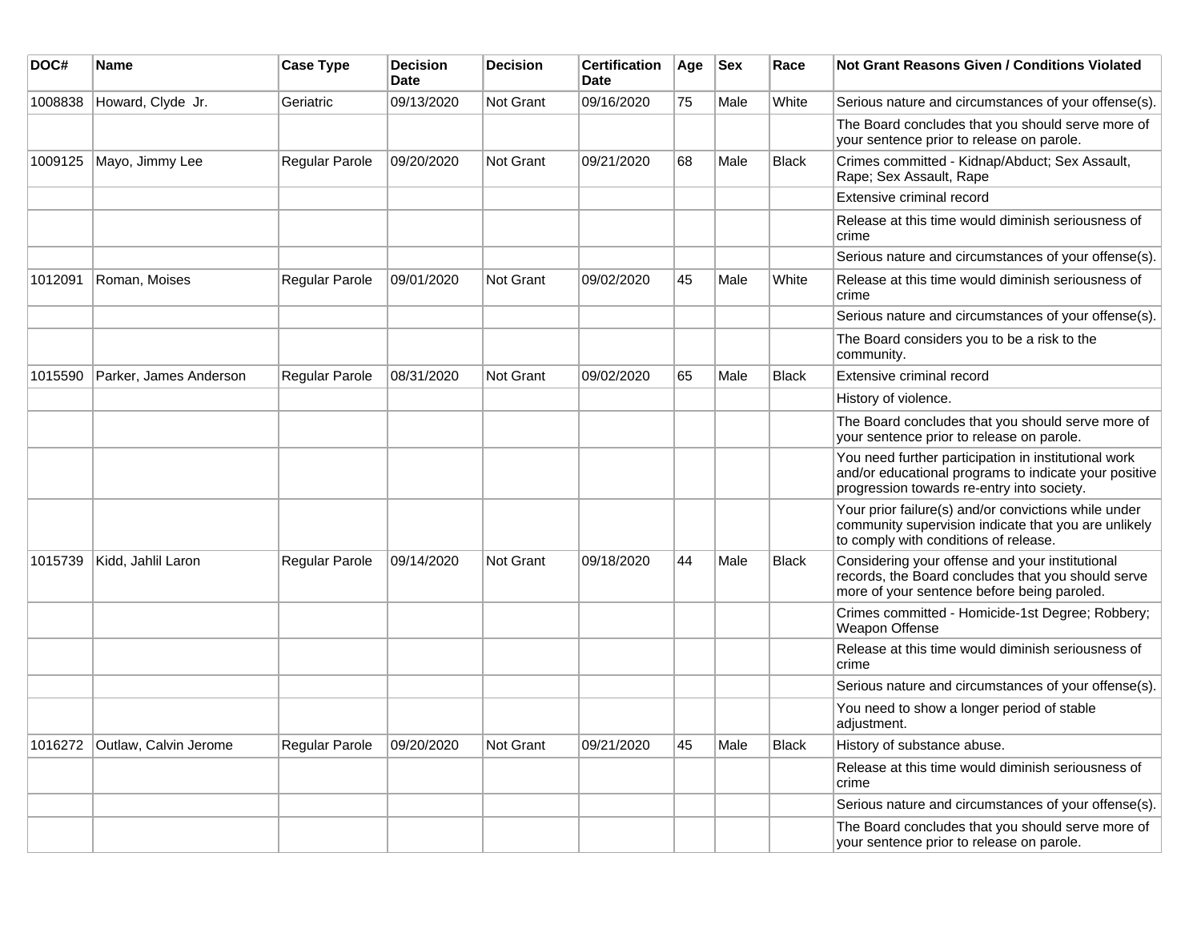| DOC# | Name | Case Type | Decision Date | Decision | Certification Date | Age | Sex | Race | Not Grant Reasons Given / Conditions Violated |
| --- | --- | --- | --- | --- | --- | --- | --- | --- | --- |
| 1008838 | Howard, Clyde Jr. | Geriatric | 09/13/2020 | Not Grant | 09/16/2020 | 75 | Male | White | Serious nature and circumstances of your offense(s). |
| | | | | | | | | | The Board concludes that you should serve more of your sentence prior to release on parole. |
| 1009125 | Mayo, Jimmy Lee | Regular Parole | 09/20/2020 | Not Grant | 09/21/2020 | 68 | Male | Black | Crimes committed - Kidnap/Abduct; Sex Assault, Rape; Sex Assault, Rape |
| | | | | | | | | | Extensive criminal record |
| | | | | | | | | | Release at this time would diminish seriousness of crime |
| | | | | | | | | | Serious nature and circumstances of your offense(s). |
| 1012091 | Roman, Moises | Regular Parole | 09/01/2020 | Not Grant | 09/02/2020 | 45 | Male | White | Release at this time would diminish seriousness of crime |
| | | | | | | | | | Serious nature and circumstances of your offense(s). |
| | | | | | | | | | The Board considers you to be a risk to the community. |
| 1015590 | Parker, James Anderson | Regular Parole | 08/31/2020 | Not Grant | 09/02/2020 | 65 | Male | Black | Extensive criminal record |
| | | | | | | | | | History of violence. |
| | | | | | | | | | The Board concludes that you should serve more of your sentence prior to release on parole. |
| | | | | | | | | | You need further participation in institutional work and/or educational programs to indicate your positive progression towards re-entry into society. |
| | | | | | | | | | Your prior failure(s) and/or convictions while under community supervision indicate that you are unlikely to comply with conditions of release. |
| 1015739 | Kidd, Jahlil Laron | Regular Parole | 09/14/2020 | Not Grant | 09/18/2020 | 44 | Male | Black | Considering your offense and your institutional records, the Board concludes that you should serve more of your sentence before being paroled. |
| | | | | | | | | | Crimes committed - Homicide-1st Degree; Robbery; Weapon Offense |
| | | | | | | | | | Release at this time would diminish seriousness of crime |
| | | | | | | | | | Serious nature and circumstances of your offense(s). |
| | | | | | | | | | You need to show a longer period of stable adjustment. |
| 1016272 | Outlaw, Calvin Jerome | Regular Parole | 09/20/2020 | Not Grant | 09/21/2020 | 45 | Male | Black | History of substance abuse. |
| | | | | | | | | | Release at this time would diminish seriousness of crime |
| | | | | | | | | | Serious nature and circumstances of your offense(s). |
| | | | | | | | | | The Board concludes that you should serve more of your sentence prior to release on parole. |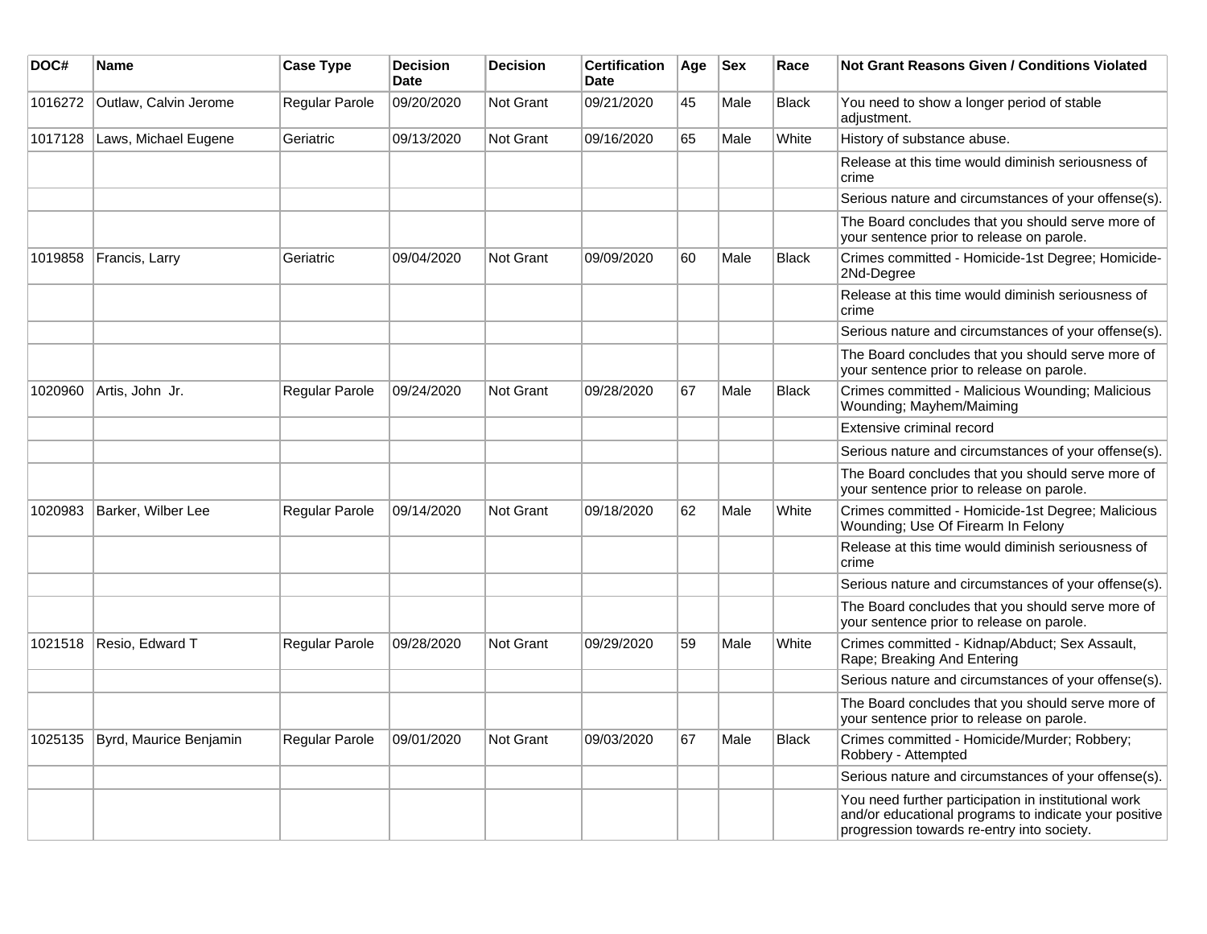| DOC# | Name | Case Type | Decision Date | Decision | Certification Date | Age | Sex | Race | Not Grant Reasons Given / Conditions Violated |
|---|---|---|---|---|---|---|---|---|---|
| 1016272 | Outlaw, Calvin Jerome | Regular Parole | 09/20/2020 | Not Grant | 09/21/2020 | 45 | Male | Black | You need to show a longer period of stable adjustment. |
| 1017128 | Laws, Michael Eugene | Geriatric | 09/13/2020 | Not Grant | 09/16/2020 | 65 | Male | White | History of substance abuse. |
| | | | | | | | | | Release at this time would diminish seriousness of crime |
| | | | | | | | | | Serious nature and circumstances of your offense(s). |
| | | | | | | | | | The Board concludes that you should serve more of your sentence prior to release on parole. |
| 1019858 | Francis, Larry | Geriatric | 09/04/2020 | Not Grant | 09/09/2020 | 60 | Male | Black | Crimes committed - Homicide-1st Degree; Homicide-2Nd-Degree |
| | | | | | | | | | Release at this time would diminish seriousness of crime |
| | | | | | | | | | Serious nature and circumstances of your offense(s). |
| | | | | | | | | | The Board concludes that you should serve more of your sentence prior to release on parole. |
| 1020960 | Artis, John Jr. | Regular Parole | 09/24/2020 | Not Grant | 09/28/2020 | 67 | Male | Black | Crimes committed - Malicious Wounding; Malicious Wounding; Mayhem/Maiming |
| | | | | | | | | | Extensive criminal record |
| | | | | | | | | | Serious nature and circumstances of your offense(s). |
| | | | | | | | | | The Board concludes that you should serve more of your sentence prior to release on parole. |
| 1020983 | Barker, Wilber Lee | Regular Parole | 09/14/2020 | Not Grant | 09/18/2020 | 62 | Male | White | Crimes committed - Homicide-1st Degree; Malicious Wounding; Use Of Firearm In Felony |
| | | | | | | | | | Release at this time would diminish seriousness of crime |
| | | | | | | | | | Serious nature and circumstances of your offense(s). |
| | | | | | | | | | The Board concludes that you should serve more of your sentence prior to release on parole. |
| 1021518 | Resio, Edward T | Regular Parole | 09/28/2020 | Not Grant | 09/29/2020 | 59 | Male | White | Crimes committed - Kidnap/Abduct; Sex Assault, Rape; Breaking And Entering |
| | | | | | | | | | Serious nature and circumstances of your offense(s). |
| | | | | | | | | | The Board concludes that you should serve more of your sentence prior to release on parole. |
| 1025135 | Byrd, Maurice Benjamin | Regular Parole | 09/01/2020 | Not Grant | 09/03/2020 | 67 | Male | Black | Crimes committed - Homicide/Murder; Robbery; Robbery - Attempted |
| | | | | | | | | | Serious nature and circumstances of your offense(s). |
| | | | | | | | | | You need further participation in institutional work and/or educational programs to indicate your positive progression towards re-entry into society. |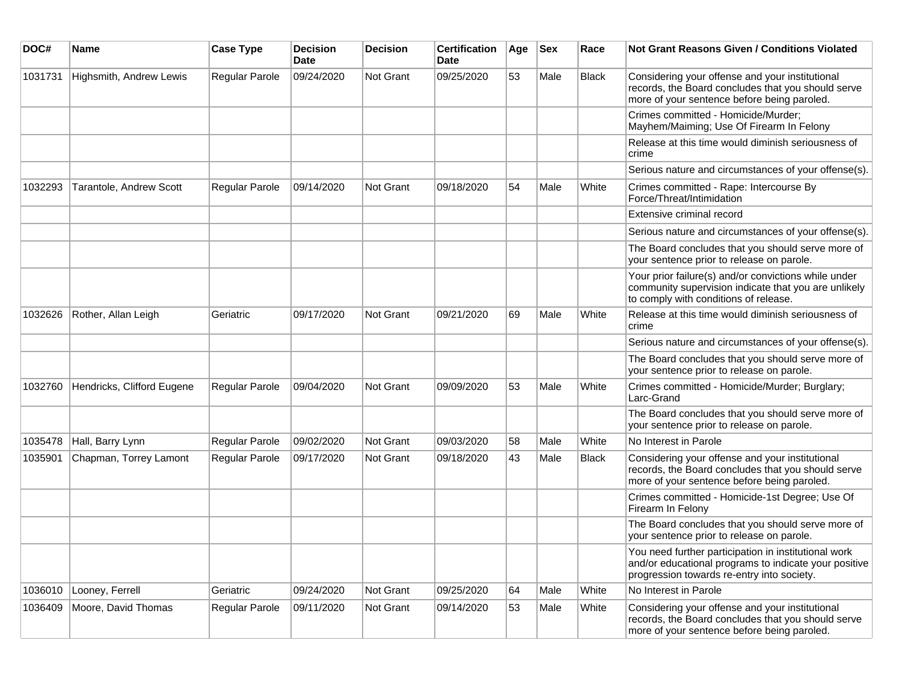| DOC# | Name | Case Type | Decision Date | Decision | Certification Date | Age | Sex | Race | Not Grant Reasons Given / Conditions Violated |
|---|---|---|---|---|---|---|---|---|---|
| 1031731 | Highsmith, Andrew Lewis | Regular Parole | 09/24/2020 | Not Grant | 09/25/2020 | 53 | Male | Black | Considering your offense and your institutional records, the Board concludes that you should serve more of your sentence before being paroled. |
| | | | | | | | | | Crimes committed - Homicide/Murder; Mayhem/Maiming; Use Of Firearm In Felony |
| | | | | | | | | | Release at this time would diminish seriousness of crime |
| | | | | | | | | | Serious nature and circumstances of your offense(s). |
| 1032293 | Tarantole, Andrew Scott | Regular Parole | 09/14/2020 | Not Grant | 09/18/2020 | 54 | Male | White | Crimes committed - Rape: Intercourse By Force/Threat/Intimidation |
| | | | | | | | | | Extensive criminal record |
| | | | | | | | | | Serious nature and circumstances of your offense(s). |
| | | | | | | | | | The Board concludes that you should serve more of your sentence prior to release on parole. |
| | | | | | | | | | Your prior failure(s) and/or convictions while under community supervision indicate that you are unlikely to comply with conditions of release. |
| 1032626 | Rother, Allan Leigh | Geriatric | 09/17/2020 | Not Grant | 09/21/2020 | 69 | Male | White | Release at this time would diminish seriousness of crime |
| | | | | | | | | | Serious nature and circumstances of your offense(s). |
| | | | | | | | | | The Board concludes that you should serve more of your sentence prior to release on parole. |
| 1032760 | Hendricks, Clifford Eugene | Regular Parole | 09/04/2020 | Not Grant | 09/09/2020 | 53 | Male | White | Crimes committed - Homicide/Murder; Burglary; Larc-Grand |
| | | | | | | | | | The Board concludes that you should serve more of your sentence prior to release on parole. |
| 1035478 | Hall, Barry Lynn | Regular Parole | 09/02/2020 | Not Grant | 09/03/2020 | 58 | Male | White | No Interest in Parole |
| 1035901 | Chapman, Torrey Lamont | Regular Parole | 09/17/2020 | Not Grant | 09/18/2020 | 43 | Male | Black | Considering your offense and your institutional records, the Board concludes that you should serve more of your sentence before being paroled. |
| | | | | | | | | | Crimes committed - Homicide-1st Degree; Use Of Firearm In Felony |
| | | | | | | | | | The Board concludes that you should serve more of your sentence prior to release on parole. |
| | | | | | | | | | You need further participation in institutional work and/or educational programs to indicate your positive progression towards re-entry into society. |
| 1036010 | Looney, Ferrell | Geriatric | 09/24/2020 | Not Grant | 09/25/2020 | 64 | Male | White | No Interest in Parole |
| 1036409 | Moore, David Thomas | Regular Parole | 09/11/2020 | Not Grant | 09/14/2020 | 53 | Male | White | Considering your offense and your institutional records, the Board concludes that you should serve more of your sentence before being paroled. |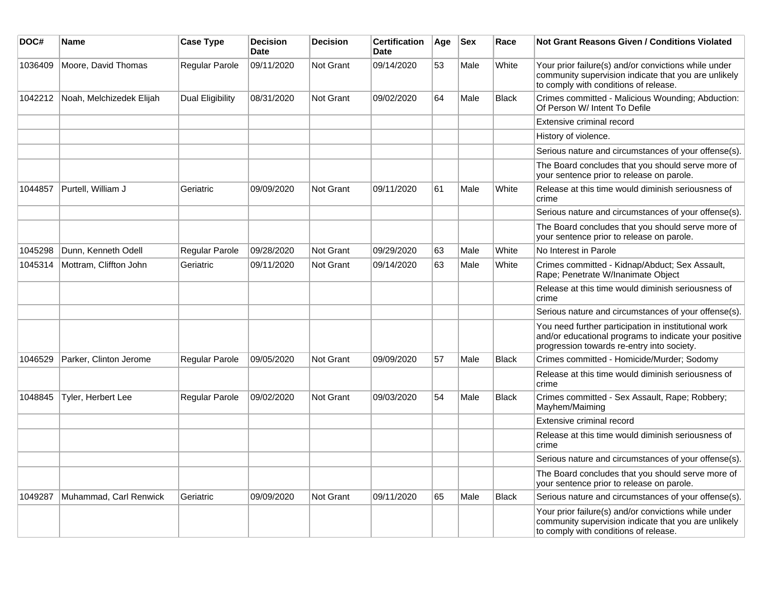| DOC# | Name | Case Type | Decision Date | Decision | Certification Date | Age | Sex | Race | Not Grant Reasons Given / Conditions Violated |
|---|---|---|---|---|---|---|---|---|---|
| 1036409 | Moore, David Thomas | Regular Parole | 09/11/2020 | Not Grant | 09/14/2020 | 53 | Male | White | Your prior failure(s) and/or convictions while under community supervision indicate that you are unlikely to comply with conditions of release. |
| 1042212 | Noah, Melchizedek Elijah | Dual Eligibility | 08/31/2020 | Not Grant | 09/02/2020 | 64 | Male | Black | Crimes committed - Malicious Wounding; Abduction: Of Person W/ Intent To Defile |
| | | | | | | | | | Extensive criminal record |
| | | | | | | | | | History of violence. |
| | | | | | | | | | Serious nature and circumstances of your offense(s). |
| | | | | | | | | | The Board concludes that you should serve more of your sentence prior to release on parole. |
| 1044857 | Purtell, William J | Geriatric | 09/09/2020 | Not Grant | 09/11/2020 | 61 | Male | White | Release at this time would diminish seriousness of crime |
| | | | | | | | | | Serious nature and circumstances of your offense(s). |
| | | | | | | | | | The Board concludes that you should serve more of your sentence prior to release on parole. |
| 1045298 | Dunn, Kenneth Odell | Regular Parole | 09/28/2020 | Not Grant | 09/29/2020 | 63 | Male | White | No Interest in Parole |
| 1045314 | Mottram, Cliffton John | Geriatric | 09/11/2020 | Not Grant | 09/14/2020 | 63 | Male | White | Crimes committed - Kidnap/Abduct; Sex Assault, Rape; Penetrate W/Inanimate Object |
| | | | | | | | | | Release at this time would diminish seriousness of crime |
| | | | | | | | | | Serious nature and circumstances of your offense(s). |
| | | | | | | | | | You need further participation in institutional work and/or educational programs to indicate your positive progression towards re-entry into society. |
| 1046529 | Parker, Clinton Jerome | Regular Parole | 09/05/2020 | Not Grant | 09/09/2020 | 57 | Male | Black | Crimes committed - Homicide/Murder; Sodomy |
| | | | | | | | | | Release at this time would diminish seriousness of crime |
| 1048845 | Tyler, Herbert Lee | Regular Parole | 09/02/2020 | Not Grant | 09/03/2020 | 54 | Male | Black | Crimes committed - Sex Assault, Rape; Robbery; Mayhem/Maiming |
| | | | | | | | | | Extensive criminal record |
| | | | | | | | | | Release at this time would diminish seriousness of crime |
| | | | | | | | | | Serious nature and circumstances of your offense(s). |
| | | | | | | | | | The Board concludes that you should serve more of your sentence prior to release on parole. |
| 1049287 | Muhammad, Carl Renwick | Geriatric | 09/09/2020 | Not Grant | 09/11/2020 | 65 | Male | Black | Serious nature and circumstances of your offense(s). |
| | | | | | | | | | Your prior failure(s) and/or convictions while under community supervision indicate that you are unlikely to comply with conditions of release. |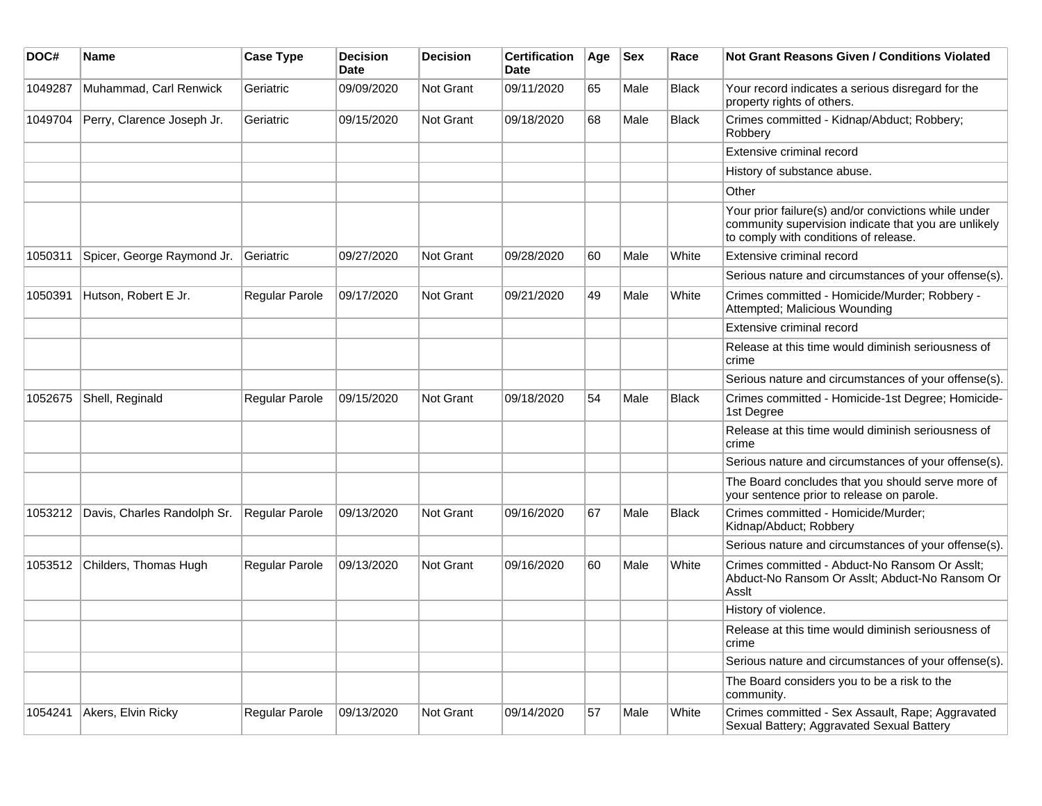| DOC# | Name | Case Type | Decision Date | Decision | Certification Date | Age | Sex | Race | Not Grant Reasons Given / Conditions Violated |
| --- | --- | --- | --- | --- | --- | --- | --- | --- | --- |
| 1049287 | Muhammad, Carl Renwick | Geriatric | 09/09/2020 | Not Grant | 09/11/2020 | 65 | Male | Black | Your record indicates a serious disregard for the property rights of others. |
| 1049704 | Perry, Clarence Joseph Jr. | Geriatric | 09/15/2020 | Not Grant | 09/18/2020 | 68 | Male | Black | Crimes committed - Kidnap/Abduct; Robbery; Robbery |
| | | | | | | | | | Extensive criminal record |
| | | | | | | | | | History of substance abuse. |
| | | | | | | | | | Other |
| | | | | | | | | | Your prior failure(s) and/or convictions while under community supervision indicate that you are unlikely to comply with conditions of release. |
| 1050311 | Spicer, George Raymond Jr. | Geriatric | 09/27/2020 | Not Grant | 09/28/2020 | 60 | Male | White | Extensive criminal record |
| | | | | | | | | | Serious nature and circumstances of your offense(s). |
| 1050391 | Hutson, Robert E Jr. | Regular Parole | 09/17/2020 | Not Grant | 09/21/2020 | 49 | Male | White | Crimes committed - Homicide/Murder; Robbery - Attempted; Malicious Wounding |
| | | | | | | | | | Extensive criminal record |
| | | | | | | | | | Release at this time would diminish seriousness of crime |
| | | | | | | | | | Serious nature and circumstances of your offense(s). |
| 1052675 | Shell, Reginald | Regular Parole | 09/15/2020 | Not Grant | 09/18/2020 | 54 | Male | Black | Crimes committed - Homicide-1st Degree; Homicide-1st Degree |
| | | | | | | | | | Release at this time would diminish seriousness of crime |
| | | | | | | | | | Serious nature and circumstances of your offense(s). |
| | | | | | | | | | The Board concludes that you should serve more of your sentence prior to release on parole. |
| 1053212 | Davis, Charles Randolph Sr. | Regular Parole | 09/13/2020 | Not Grant | 09/16/2020 | 67 | Male | Black | Crimes committed - Homicide/Murder; Kidnap/Abduct; Robbery |
| | | | | | | | | | Serious nature and circumstances of your offense(s). |
| 1053512 | Childers, Thomas Hugh | Regular Parole | 09/13/2020 | Not Grant | 09/16/2020 | 60 | Male | White | Crimes committed - Abduct-No Ransom Or Asslt; Abduct-No Ransom Or Asslt; Abduct-No Ransom Or Asslt |
| | | | | | | | | | History of violence. |
| | | | | | | | | | Release at this time would diminish seriousness of crime |
| | | | | | | | | | Serious nature and circumstances of your offense(s). |
| | | | | | | | | | The Board considers you to be a risk to the community. |
| 1054241 | Akers, Elvin Ricky | Regular Parole | 09/13/2020 | Not Grant | 09/14/2020 | 57 | Male | White | Crimes committed - Sex Assault, Rape; Aggravated Sexual Battery; Aggravated Sexual Battery |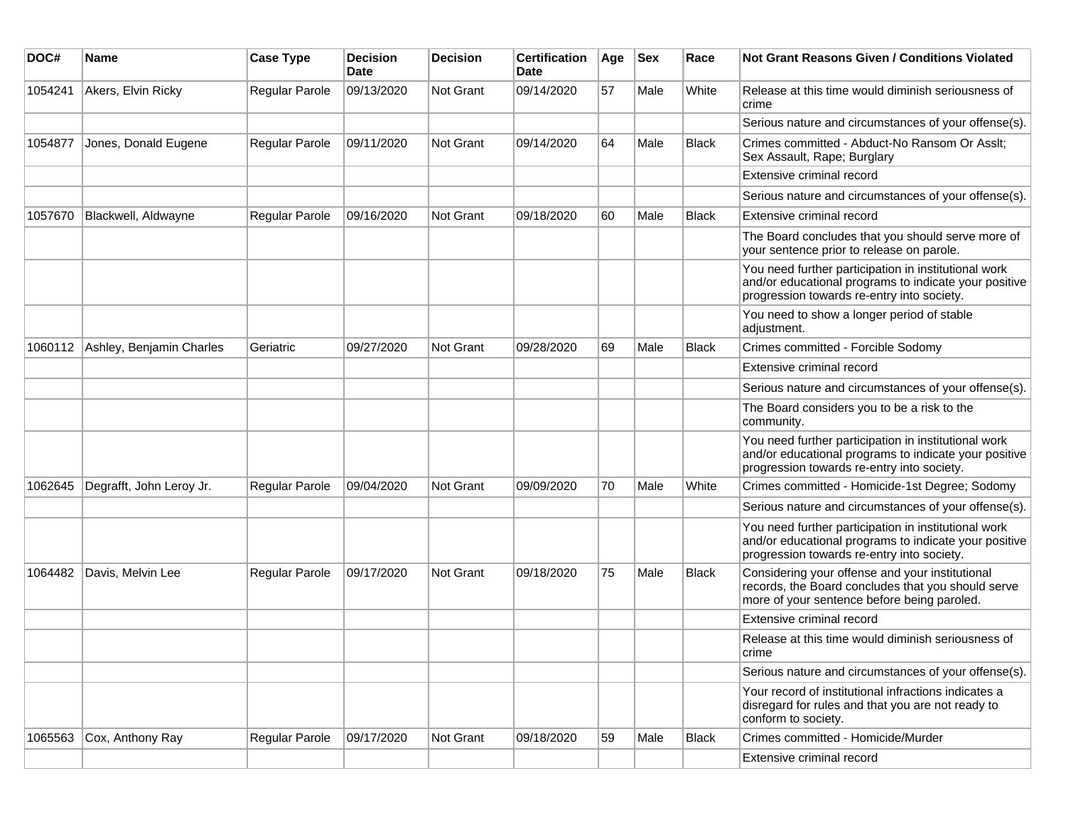| DOC# | Name | Case Type | Decision Date | Decision | Certification Date | Age | Sex | Race | Not Grant Reasons Given / Conditions Violated |
|---|---|---|---|---|---|---|---|---|---|
| 1054241 | Akers, Elvin Ricky | Regular Parole | 09/13/2020 | Not Grant | 09/14/2020 | 57 | Male | White | Release at this time would diminish seriousness of crime |
| | | | | | | | | | Serious nature and circumstances of your offense(s). |
| 1054877 | Jones, Donald Eugene | Regular Parole | 09/11/2020 | Not Grant | 09/14/2020 | 64 | Male | Black | Crimes committed - Abduct-No Ransom Or Asslt; Sex Assault, Rape; Burglary |
| | | | | | | | | | Extensive criminal record |
| | | | | | | | | | Serious nature and circumstances of your offense(s). |
| 1057670 | Blackwell, Aldwayne | Regular Parole | 09/16/2020 | Not Grant | 09/18/2020 | 60 | Male | Black | Extensive criminal record |
| | | | | | | | | | The Board concludes that you should serve more of your sentence prior to release on parole. |
| | | | | | | | | | You need further participation in institutional work and/or educational programs to indicate your positive progression towards re-entry into society. |
| | | | | | | | | | You need to show a longer period of stable adjustment. |
| 1060112 | Ashley, Benjamin Charles | Geriatric | 09/27/2020 | Not Grant | 09/28/2020 | 69 | Male | Black | Crimes committed - Forcible Sodomy |
| | | | | | | | | | Extensive criminal record |
| | | | | | | | | | Serious nature and circumstances of your offense(s). |
| | | | | | | | | | The Board considers you to be a risk to the community. |
| | | | | | | | | | You need further participation in institutional work and/or educational programs to indicate your positive progression towards re-entry into society. |
| 1062645 | Degrafft, John Leroy Jr. | Regular Parole | 09/04/2020 | Not Grant | 09/09/2020 | 70 | Male | White | Crimes committed - Homicide-1st Degree; Sodomy |
| | | | | | | | | | Serious nature and circumstances of your offense(s). |
| | | | | | | | | | You need further participation in institutional work and/or educational programs to indicate your positive progression towards re-entry into society. |
| 1064482 | Davis, Melvin Lee | Regular Parole | 09/17/2020 | Not Grant | 09/18/2020 | 75 | Male | Black | Considering your offense and your institutional records, the Board concludes that you should serve more of your sentence before being paroled. |
| | | | | | | | | | Extensive criminal record |
| | | | | | | | | | Release at this time would diminish seriousness of crime |
| | | | | | | | | | Serious nature and circumstances of your offense(s). |
| | | | | | | | | | Your record of institutional infractions indicates a disregard for rules and that you are not ready to conform to society. |
| 1065563 | Cox, Anthony Ray | Regular Parole | 09/17/2020 | Not Grant | 09/18/2020 | 59 | Male | Black | Crimes committed - Homicide/Murder |
| | | | | | | | | | Extensive criminal record |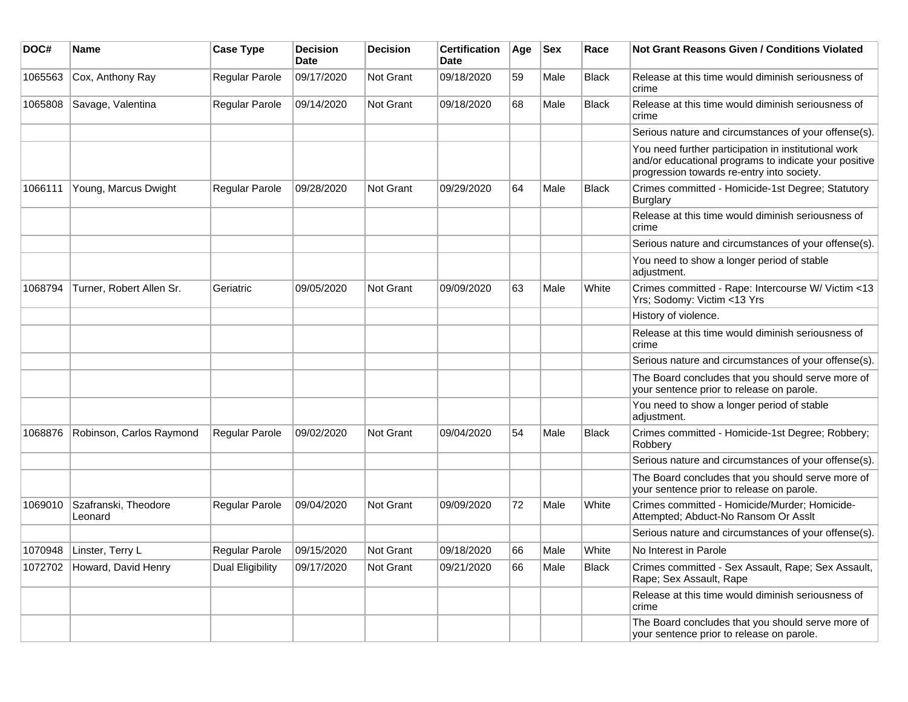| DOC# | Name | Case Type | Decision Date | Decision | Certification Date | Age | Sex | Race | Not Grant Reasons Given / Conditions Violated |
|---|---|---|---|---|---|---|---|---|---|
| 1065563 | Cox, Anthony Ray | Regular Parole | 09/17/2020 | Not Grant | 09/18/2020 | 59 | Male | Black | Release at this time would diminish seriousness of crime |
| 1065808 | Savage, Valentina | Regular Parole | 09/14/2020 | Not Grant | 09/18/2020 | 68 | Male | Black | Release at this time would diminish seriousness of crime |
| | | | | | | | | | Serious nature and circumstances of your offense(s). |
| | | | | | | | | | You need further participation in institutional work and/or educational programs to indicate your positive progression towards re-entry into society. |
| 1066111 | Young, Marcus Dwight | Regular Parole | 09/28/2020 | Not Grant | 09/29/2020 | 64 | Male | Black | Crimes committed - Homicide-1st Degree; Statutory Burglary |
| | | | | | | | | | Release at this time would diminish seriousness of crime |
| | | | | | | | | | Serious nature and circumstances of your offense(s). |
| | | | | | | | | | You need to show a longer period of stable adjustment. |
| 1068794 | Turner, Robert Allen Sr. | Geriatric | 09/05/2020 | Not Grant | 09/09/2020 | 63 | Male | White | Crimes committed - Rape: Intercourse W/ Victim <13 Yrs; Sodomy: Victim <13 Yrs |
| | | | | | | | | | History of violence. |
| | | | | | | | | | Release at this time would diminish seriousness of crime |
| | | | | | | | | | Serious nature and circumstances of your offense(s). |
| | | | | | | | | | The Board concludes that you should serve more of your sentence prior to release on parole. |
| | | | | | | | | | You need to show a longer period of stable adjustment. |
| 1068876 | Robinson, Carlos Raymond | Regular Parole | 09/02/2020 | Not Grant | 09/04/2020 | 54 | Male | Black | Crimes committed - Homicide-1st Degree; Robbery; Robbery |
| | | | | | | | | | Serious nature and circumstances of your offense(s). |
| | | | | | | | | | The Board concludes that you should serve more of your sentence prior to release on parole. |
| 1069010 | Szafranski, Theodore Leonard | Regular Parole | 09/04/2020 | Not Grant | 09/09/2020 | 72 | Male | White | Crimes committed - Homicide/Murder; Homicide-Attempted; Abduct-No Ransom Or Asslt |
| | | | | | | | | | Serious nature and circumstances of your offense(s). |
| 1070948 | Linster, Terry L | Regular Parole | 09/15/2020 | Not Grant | 09/18/2020 | 66 | Male | White | No Interest in Parole |
| 1072702 | Howard, David Henry | Dual Eligibility | 09/17/2020 | Not Grant | 09/21/2020 | 66 | Male | Black | Crimes committed - Sex Assault, Rape; Sex Assault, Rape; Sex Assault, Rape |
| | | | | | | | | | Release at this time would diminish seriousness of crime |
| | | | | | | | | | The Board concludes that you should serve more of your sentence prior to release on parole. |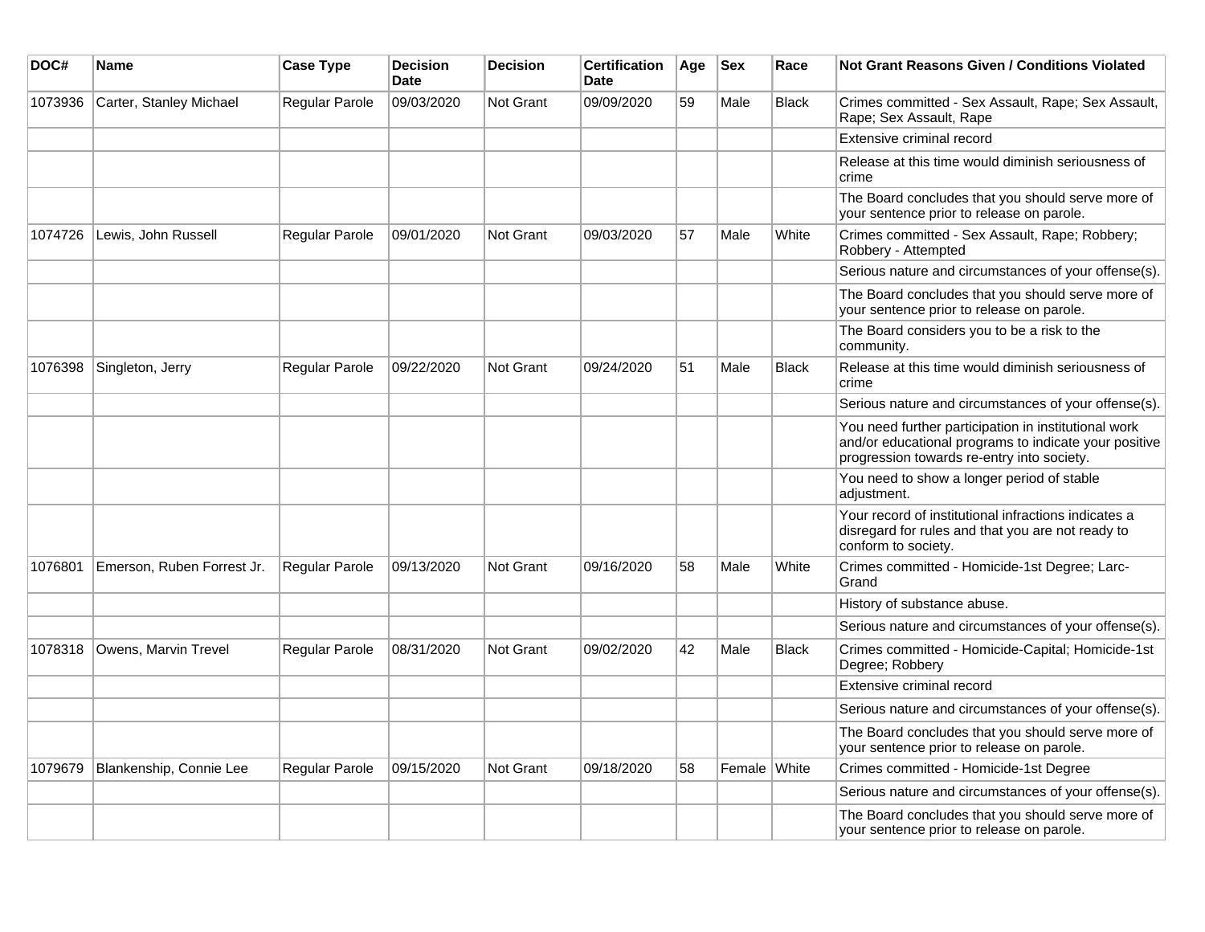| DOC# | Name | Case Type | Decision Date | Decision | Certification Date | Age | Sex | Race | Not Grant Reasons Given / Conditions Violated |
|---|---|---|---|---|---|---|---|---|---|
| 1073936 | Carter, Stanley Michael | Regular Parole | 09/03/2020 | Not Grant | 09/09/2020 | 59 | Male | Black | Crimes committed - Sex Assault, Rape; Sex Assault, Rape; Sex Assault, Rape |
| | | | | | | | | | Extensive criminal record |
| | | | | | | | | | Release at this time would diminish seriousness of crime |
| | | | | | | | | | The Board concludes that you should serve more of your sentence prior to release on parole. |
| 1074726 | Lewis, John Russell | Regular Parole | 09/01/2020 | Not Grant | 09/03/2020 | 57 | Male | White | Crimes committed - Sex Assault, Rape; Robbery; Robbery - Attempted |
| | | | | | | | | | Serious nature and circumstances of your offense(s). |
| | | | | | | | | | The Board concludes that you should serve more of your sentence prior to release on parole. |
| | | | | | | | | | The Board considers you to be a risk to the community. |
| 1076398 | Singleton, Jerry | Regular Parole | 09/22/2020 | Not Grant | 09/24/2020 | 51 | Male | Black | Release at this time would diminish seriousness of crime |
| | | | | | | | | | Serious nature and circumstances of your offense(s). |
| | | | | | | | | | You need further participation in institutional work and/or educational programs to indicate your positive progression towards re-entry into society. |
| | | | | | | | | | You need to show a longer period of stable adjustment. |
| | | | | | | | | | Your record of institutional infractions indicates a disregard for rules and that you are not ready to conform to society. |
| 1076801 | Emerson, Ruben Forrest Jr. | Regular Parole | 09/13/2020 | Not Grant | 09/16/2020 | 58 | Male | White | Crimes committed - Homicide-1st Degree; Larc-Grand |
| | | | | | | | | | History of substance abuse. |
| | | | | | | | | | Serious nature and circumstances of your offense(s). |
| 1078318 | Owens, Marvin Trevel | Regular Parole | 08/31/2020 | Not Grant | 09/02/2020 | 42 | Male | Black | Crimes committed - Homicide-Capital; Homicide-1st Degree; Robbery |
| | | | | | | | | | Extensive criminal record |
| | | | | | | | | | Serious nature and circumstances of your offense(s). |
| | | | | | | | | | The Board concludes that you should serve more of your sentence prior to release on parole. |
| 1079679 | Blankenship, Connie Lee | Regular Parole | 09/15/2020 | Not Grant | 09/18/2020 | 58 | Female | White | Crimes committed - Homicide-1st Degree |
| | | | | | | | | | Serious nature and circumstances of your offense(s). |
| | | | | | | | | | The Board concludes that you should serve more of your sentence prior to release on parole. |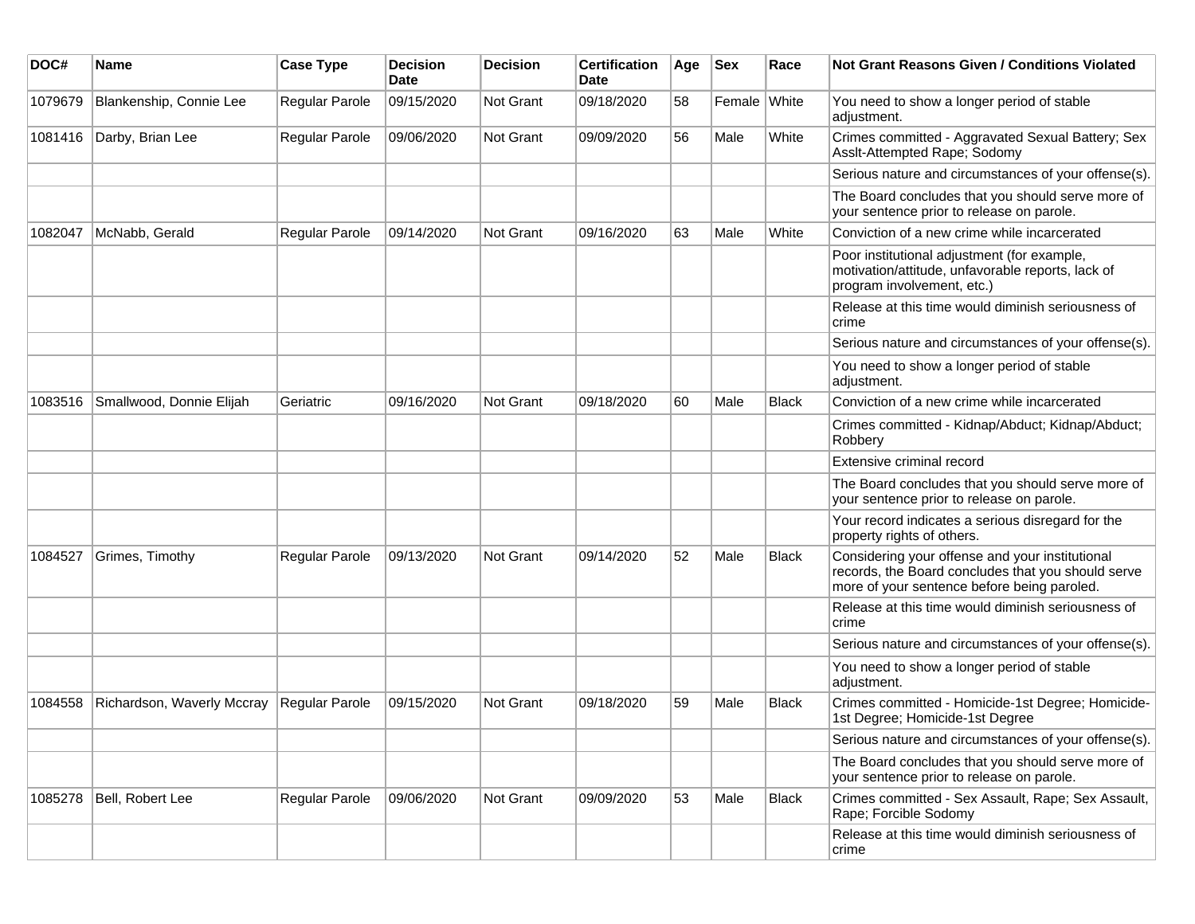| DOC# | Name | Case Type | Decision Date | Decision | Certification Date | Age | Sex | Race | Not Grant Reasons Given / Conditions Violated |
|---|---|---|---|---|---|---|---|---|---|
| 1079679 | Blankenship, Connie Lee | Regular Parole | 09/15/2020 | Not Grant | 09/18/2020 | 58 | Female | White | You need to show a longer period of stable adjustment. |
| 1081416 | Darby, Brian Lee | Regular Parole | 09/06/2020 | Not Grant | 09/09/2020 | 56 | Male | White | Crimes committed - Aggravated Sexual Battery; Sex Asslt-Attempted Rape; Sodomy |
| | | | | | | | | | Serious nature and circumstances of your offense(s). |
| | | | | | | | | | The Board concludes that you should serve more of your sentence prior to release on parole. |
| 1082047 | McNabb, Gerald | Regular Parole | 09/14/2020 | Not Grant | 09/16/2020 | 63 | Male | White | Conviction of a new crime while incarcerated |
| | | | | | | | | | Poor institutional adjustment (for example, motivation/attitude, unfavorable reports, lack of program involvement, etc.) |
| | | | | | | | | | Release at this time would diminish seriousness of crime |
| | | | | | | | | | Serious nature and circumstances of your offense(s). |
| | | | | | | | | | You need to show a longer period of stable adjustment. |
| 1083516 | Smallwood, Donnie Elijah | Geriatric | 09/16/2020 | Not Grant | 09/18/2020 | 60 | Male | Black | Conviction of a new crime while incarcerated |
| | | | | | | | | | Crimes committed - Kidnap/Abduct; Kidnap/Abduct; Robbery |
| | | | | | | | | | Extensive criminal record |
| | | | | | | | | | The Board concludes that you should serve more of your sentence prior to release on parole. |
| | | | | | | | | | Your record indicates a serious disregard for the property rights of others. |
| 1084527 | Grimes, Timothy | Regular Parole | 09/13/2020 | Not Grant | 09/14/2020 | 52 | Male | Black | Considering your offense and your institutional records, the Board concludes that you should serve more of your sentence before being paroled. |
| | | | | | | | | | Release at this time would diminish seriousness of crime |
| | | | | | | | | | Serious nature and circumstances of your offense(s). |
| | | | | | | | | | You need to show a longer period of stable adjustment. |
| 1084558 | Richardson, Waverly Mccray | Regular Parole | 09/15/2020 | Not Grant | 09/18/2020 | 59 | Male | Black | Crimes committed - Homicide-1st Degree; Homicide-1st Degree; Homicide-1st Degree |
| | | | | | | | | | Serious nature and circumstances of your offense(s). |
| | | | | | | | | | The Board concludes that you should serve more of your sentence prior to release on parole. |
| 1085278 | Bell, Robert Lee | Regular Parole | 09/06/2020 | Not Grant | 09/09/2020 | 53 | Male | Black | Crimes committed - Sex Assault, Rape; Sex Assault, Rape; Forcible Sodomy |
| | | | | | | | | | Release at this time would diminish seriousness of crime |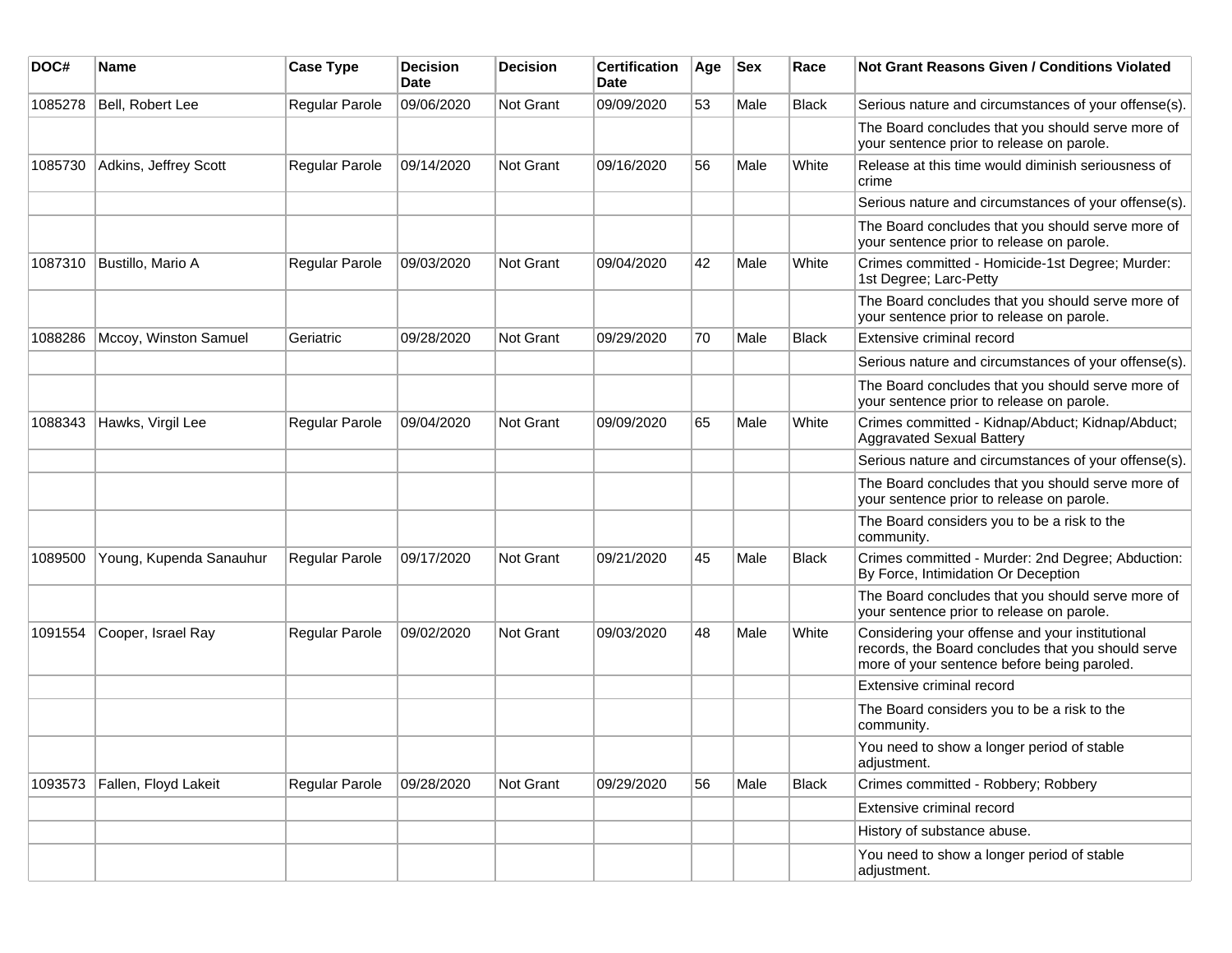| DOC# | Name | Case Type | Decision Date | Decision | Certification Date | Age | Sex | Race | Not Grant Reasons Given / Conditions Violated |
|---|---|---|---|---|---|---|---|---|---|
| 1085278 | Bell, Robert Lee | Regular Parole | 09/06/2020 | Not Grant | 09/09/2020 | 53 | Male | Black | Serious nature and circumstances of your offense(s). |
| | | | | | | | | | The Board concludes that you should serve more of your sentence prior to release on parole. |
| 1085730 | Adkins, Jeffrey Scott | Regular Parole | 09/14/2020 | Not Grant | 09/16/2020 | 56 | Male | White | Release at this time would diminish seriousness of crime |
| | | | | | | | | | Serious nature and circumstances of your offense(s). |
| | | | | | | | | | The Board concludes that you should serve more of your sentence prior to release on parole. |
| 1087310 | Bustillo, Mario A | Regular Parole | 09/03/2020 | Not Grant | 09/04/2020 | 42 | Male | White | Crimes committed - Homicide-1st Degree; Murder: 1st Degree; Larc-Petty |
| | | | | | | | | | The Board concludes that you should serve more of your sentence prior to release on parole. |
| 1088286 | Mccoy, Winston Samuel | Geriatric | 09/28/2020 | Not Grant | 09/29/2020 | 70 | Male | Black | Extensive criminal record |
| | | | | | | | | | Serious nature and circumstances of your offense(s). |
| | | | | | | | | | The Board concludes that you should serve more of your sentence prior to release on parole. |
| 1088343 | Hawks, Virgil Lee | Regular Parole | 09/04/2020 | Not Grant | 09/09/2020 | 65 | Male | White | Crimes committed - Kidnap/Abduct; Kidnap/Abduct; Aggravated Sexual Battery |
| | | | | | | | | | Serious nature and circumstances of your offense(s). |
| | | | | | | | | | The Board concludes that you should serve more of your sentence prior to release on parole. |
| | | | | | | | | | The Board considers you to be a risk to the community. |
| 1089500 | Young, Kupenda Sanauhur | Regular Parole | 09/17/2020 | Not Grant | 09/21/2020 | 45 | Male | Black | Crimes committed - Murder: 2nd Degree; Abduction: By Force, Intimidation Or Deception |
| | | | | | | | | | The Board concludes that you should serve more of your sentence prior to release on parole. |
| 1091554 | Cooper, Israel Ray | Regular Parole | 09/02/2020 | Not Grant | 09/03/2020 | 48 | Male | White | Considering your offense and your institutional records, the Board concludes that you should serve more of your sentence before being paroled. |
| | | | | | | | | | Extensive criminal record |
| | | | | | | | | | The Board considers you to be a risk to the community. |
| | | | | | | | | | You need to show a longer period of stable adjustment. |
| 1093573 | Fallen, Floyd Lakeit | Regular Parole | 09/28/2020 | Not Grant | 09/29/2020 | 56 | Male | Black | Crimes committed - Robbery; Robbery |
| | | | | | | | | | Extensive criminal record |
| | | | | | | | | | History of substance abuse. |
| | | | | | | | | | You need to show a longer period of stable adjustment. |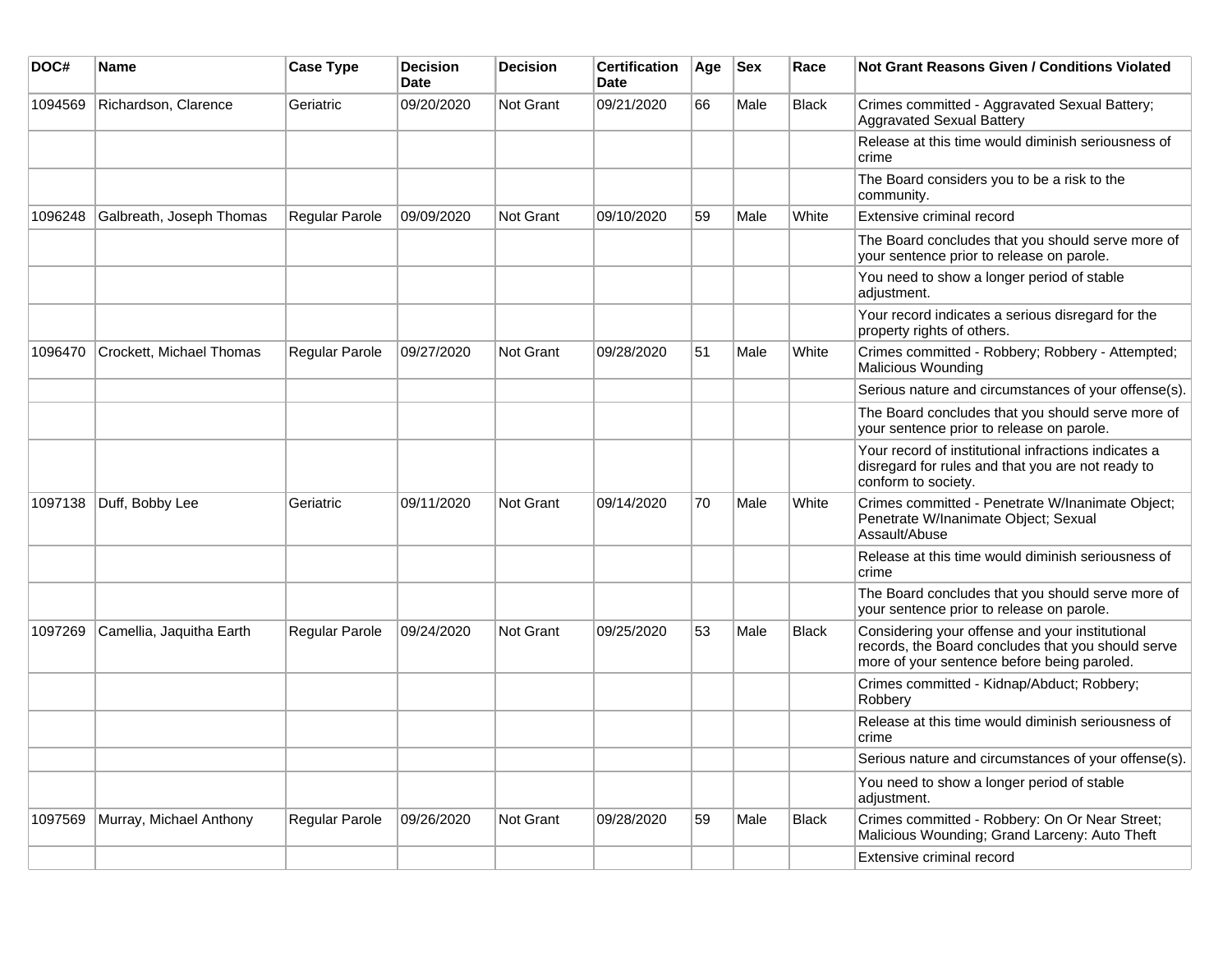| DOC# | Name | Case Type | Decision Date | Decision | Certification Date | Age | Sex | Race | Not Grant Reasons Given / Conditions Violated |
|---|---|---|---|---|---|---|---|---|---|
| 1094569 | Richardson, Clarence | Geriatric | 09/20/2020 | Not Grant | 09/21/2020 | 66 | Male | Black | Crimes committed - Aggravated Sexual Battery; Aggravated Sexual Battery |
| | | | | | | | | | Release at this time would diminish seriousness of crime |
| | | | | | | | | | The Board considers you to be a risk to the community. |
| 1096248 | Galbreath, Joseph Thomas | Regular Parole | 09/09/2020 | Not Grant | 09/10/2020 | 59 | Male | White | Extensive criminal record |
| | | | | | | | | | The Board concludes that you should serve more of your sentence prior to release on parole. |
| | | | | | | | | | You need to show a longer period of stable adjustment. |
| | | | | | | | | | Your record indicates a serious disregard for the property rights of others. |
| 1096470 | Crockett, Michael Thomas | Regular Parole | 09/27/2020 | Not Grant | 09/28/2020 | 51 | Male | White | Crimes committed - Robbery; Robbery - Attempted; Malicious Wounding |
| | | | | | | | | | Serious nature and circumstances of your offense(s). |
| | | | | | | | | | The Board concludes that you should serve more of your sentence prior to release on parole. |
| | | | | | | | | | Your record of institutional infractions indicates a disregard for rules and that you are not ready to conform to society. |
| 1097138 | Duff, Bobby Lee | Geriatric | 09/11/2020 | Not Grant | 09/14/2020 | 70 | Male | White | Crimes committed - Penetrate W/Inanimate Object; Penetrate W/Inanimate Object; Sexual Assault/Abuse |
| | | | | | | | | | Release at this time would diminish seriousness of crime |
| | | | | | | | | | The Board concludes that you should serve more of your sentence prior to release on parole. |
| 1097269 | Camellia, Jaquitha Earth | Regular Parole | 09/24/2020 | Not Grant | 09/25/2020 | 53 | Male | Black | Considering your offense and your institutional records, the Board concludes that you should serve more of your sentence before being paroled. |
| | | | | | | | | | Crimes committed - Kidnap/Abduct; Robbery; Robbery |
| | | | | | | | | | Release at this time would diminish seriousness of crime |
| | | | | | | | | | Serious nature and circumstances of your offense(s). |
| | | | | | | | | | You need to show a longer period of stable adjustment. |
| 1097569 | Murray, Michael Anthony | Regular Parole | 09/26/2020 | Not Grant | 09/28/2020 | 59 | Male | Black | Crimes committed - Robbery: On Or Near Street; Malicious Wounding; Grand Larceny: Auto Theft |
| | | | | | | | | | Extensive criminal record |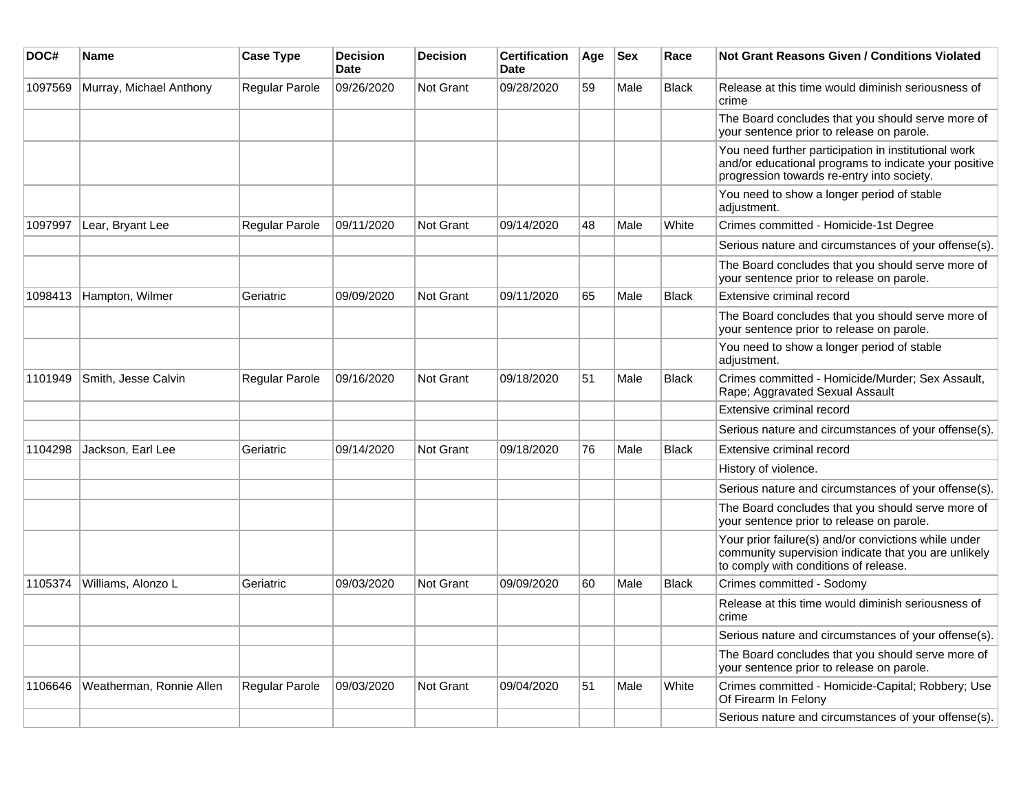| DOC# | Name | Case Type | Decision Date | Decision | Certification Date | Age | Sex | Race | Not Grant Reasons Given / Conditions Violated |
|---|---|---|---|---|---|---|---|---|---|
| 1097569 | Murray, Michael Anthony | Regular Parole | 09/26/2020 | Not Grant | 09/28/2020 | 59 | Male | Black | Release at this time would diminish seriousness of crime |
| | | | | | | | | | The Board concludes that you should serve more of your sentence prior to release on parole. |
| | | | | | | | | | You need further participation in institutional work and/or educational programs to indicate your positive progression towards re-entry into society. |
| | | | | | | | | | You need to show a longer period of stable adjustment. |
| 1097997 | Lear, Bryant Lee | Regular Parole | 09/11/2020 | Not Grant | 09/14/2020 | 48 | Male | White | Crimes committed - Homicide-1st Degree |
| | | | | | | | | | Serious nature and circumstances of your offense(s). |
| | | | | | | | | | The Board concludes that you should serve more of your sentence prior to release on parole. |
| 1098413 | Hampton, Wilmer | Geriatric | 09/09/2020 | Not Grant | 09/11/2020 | 65 | Male | Black | Extensive criminal record |
| | | | | | | | | | The Board concludes that you should serve more of your sentence prior to release on parole. |
| | | | | | | | | | You need to show a longer period of stable adjustment. |
| 1101949 | Smith, Jesse Calvin | Regular Parole | 09/16/2020 | Not Grant | 09/18/2020 | 51 | Male | Black | Crimes committed - Homicide/Murder; Sex Assault, Rape; Aggravated Sexual Assault |
| | | | | | | | | | Extensive criminal record |
| | | | | | | | | | Serious nature and circumstances of your offense(s). |
| 1104298 | Jackson, Earl Lee | Geriatric | 09/14/2020 | Not Grant | 09/18/2020 | 76 | Male | Black | Extensive criminal record |
| | | | | | | | | | History of violence. |
| | | | | | | | | | Serious nature and circumstances of your offense(s). |
| | | | | | | | | | The Board concludes that you should serve more of your sentence prior to release on parole. |
| | | | | | | | | | Your prior failure(s) and/or convictions while under community supervision indicate that you are unlikely to comply with conditions of release. |
| 1105374 | Williams, Alonzo L | Geriatric | 09/03/2020 | Not Grant | 09/09/2020 | 60 | Male | Black | Crimes committed - Sodomy |
| | | | | | | | | | Release at this time would diminish seriousness of crime |
| | | | | | | | | | Serious nature and circumstances of your offense(s). |
| | | | | | | | | | The Board concludes that you should serve more of your sentence prior to release on parole. |
| 1106646 | Weatherman, Ronnie Allen | Regular Parole | 09/03/2020 | Not Grant | 09/04/2020 | 51 | Male | White | Crimes committed - Homicide-Capital; Robbery; Use Of Firearm In Felony |
| | | | | | | | | | Serious nature and circumstances of your offense(s). |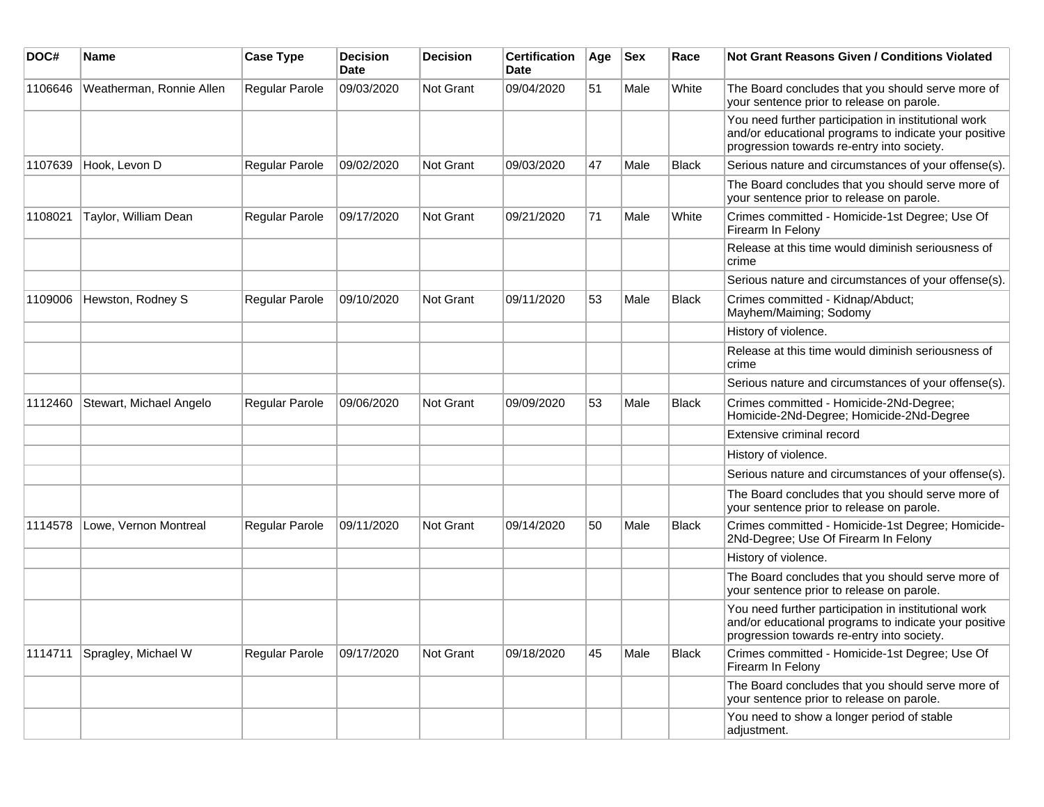| DOC# | Name | Case Type | Decision Date | Decision | Certification Date | Age | Sex | Race | Not Grant Reasons Given / Conditions Violated |
| --- | --- | --- | --- | --- | --- | --- | --- | --- | --- |
| 1106646 | Weatherman, Ronnie Allen | Regular Parole | 09/03/2020 | Not Grant | 09/04/2020 | 51 | Male | White | The Board concludes that you should serve more of your sentence prior to release on parole. |
| | | | | | | | | | You need further participation in institutional work and/or educational programs to indicate your positive progression towards re-entry into society. |
| 1107639 | Hook, Levon D | Regular Parole | 09/02/2020 | Not Grant | 09/03/2020 | 47 | Male | Black | Serious nature and circumstances of your offense(s). |
| | | | | | | | | | The Board concludes that you should serve more of your sentence prior to release on parole. |
| 1108021 | Taylor, William Dean | Regular Parole | 09/17/2020 | Not Grant | 09/21/2020 | 71 | Male | White | Crimes committed - Homicide-1st Degree; Use Of Firearm In Felony |
| | | | | | | | | | Release at this time would diminish seriousness of crime |
| | | | | | | | | | Serious nature and circumstances of your offense(s). |
| 1109006 | Hewston, Rodney S | Regular Parole | 09/10/2020 | Not Grant | 09/11/2020 | 53 | Male | Black | Crimes committed - Kidnap/Abduct; Mayhem/Maiming; Sodomy |
| | | | | | | | | | History of violence. |
| | | | | | | | | | Release at this time would diminish seriousness of crime |
| | | | | | | | | | Serious nature and circumstances of your offense(s). |
| 1112460 | Stewart, Michael Angelo | Regular Parole | 09/06/2020 | Not Grant | 09/09/2020 | 53 | Male | Black | Crimes committed - Homicide-2Nd-Degree; Homicide-2Nd-Degree; Homicide-2Nd-Degree |
| | | | | | | | | | Extensive criminal record |
| | | | | | | | | | History of violence. |
| | | | | | | | | | Serious nature and circumstances of your offense(s). |
| | | | | | | | | | The Board concludes that you should serve more of your sentence prior to release on parole. |
| 1114578 | Lowe, Vernon Montreal | Regular Parole | 09/11/2020 | Not Grant | 09/14/2020 | 50 | Male | Black | Crimes committed - Homicide-1st Degree; Homicide-2Nd-Degree; Use Of Firearm In Felony |
| | | | | | | | | | History of violence. |
| | | | | | | | | | The Board concludes that you should serve more of your sentence prior to release on parole. |
| | | | | | | | | | You need further participation in institutional work and/or educational programs to indicate your positive progression towards re-entry into society. |
| 1114711 | Spragley, Michael W | Regular Parole | 09/17/2020 | Not Grant | 09/18/2020 | 45 | Male | Black | Crimes committed - Homicide-1st Degree; Use Of Firearm In Felony |
| | | | | | | | | | The Board concludes that you should serve more of your sentence prior to release on parole. |
| | | | | | | | | | You need to show a longer period of stable adjustment. |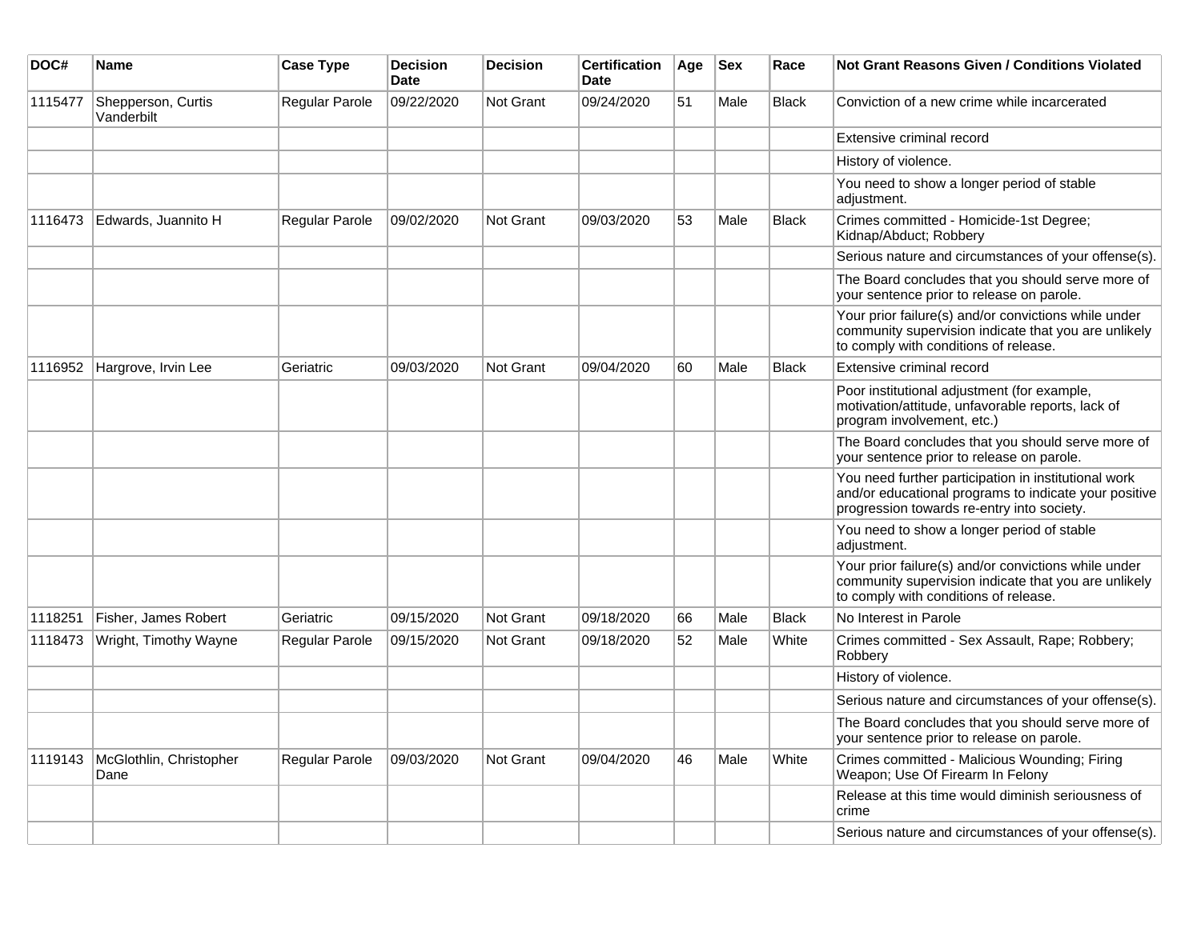| DOC# | Name | Case Type | Decision Date | Decision | Certification Date | Age | Sex | Race | Not Grant Reasons Given / Conditions Violated |
|---|---|---|---|---|---|---|---|---|---|
| 1115477 | Shepperson, Curtis Vanderbilt | Regular Parole | 09/22/2020 | Not Grant | 09/24/2020 | 51 | Male | Black | Conviction of a new crime while incarcerated |
| | | | | | | | | | Extensive criminal record |
| | | | | | | | | | History of violence. |
| | | | | | | | | | You need to show a longer period of stable adjustment. |
| 1116473 | Edwards, Juannito H | Regular Parole | 09/02/2020 | Not Grant | 09/03/2020 | 53 | Male | Black | Crimes committed - Homicide-1st Degree; Kidnap/Abduct; Robbery |
| | | | | | | | | | Serious nature and circumstances of your offense(s). |
| | | | | | | | | | The Board concludes that you should serve more of your sentence prior to release on parole. |
| | | | | | | | | | Your prior failure(s) and/or convictions while under community supervision indicate that you are unlikely to comply with conditions of release. |
| 1116952 | Hargrove, Irvin Lee | Geriatric | 09/03/2020 | Not Grant | 09/04/2020 | 60 | Male | Black | Extensive criminal record |
| | | | | | | | | | Poor institutional adjustment (for example, motivation/attitude, unfavorable reports, lack of program involvement, etc.) |
| | | | | | | | | | The Board concludes that you should serve more of your sentence prior to release on parole. |
| | | | | | | | | | You need further participation in institutional work and/or educational programs to indicate your positive progression towards re-entry into society. |
| | | | | | | | | | You need to show a longer period of stable adjustment. |
| | | | | | | | | | Your prior failure(s) and/or convictions while under community supervision indicate that you are unlikely to comply with conditions of release. |
| 1118251 | Fisher, James Robert | Geriatric | 09/15/2020 | Not Grant | 09/18/2020 | 66 | Male | Black | No Interest in Parole |
| 1118473 | Wright, Timothy Wayne | Regular Parole | 09/15/2020 | Not Grant | 09/18/2020 | 52 | Male | White | Crimes committed - Sex Assault, Rape; Robbery; Robbery |
| | | | | | | | | | History of violence. |
| | | | | | | | | | Serious nature and circumstances of your offense(s). |
| | | | | | | | | | The Board concludes that you should serve more of your sentence prior to release on parole. |
| 1119143 | McGlothlin, Christopher Dane | Regular Parole | 09/03/2020 | Not Grant | 09/04/2020 | 46 | Male | White | Crimes committed - Malicious Wounding; Firing Weapon; Use Of Firearm In Felony |
| | | | | | | | | | Release at this time would diminish seriousness of crime |
| | | | | | | | | | Serious nature and circumstances of your offense(s). |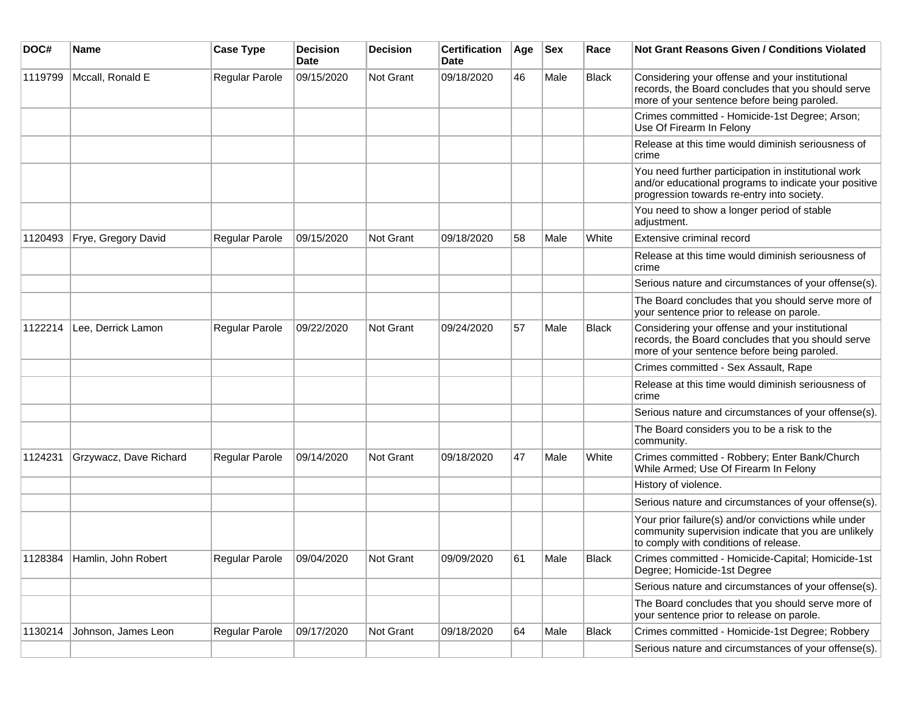| DOC# | Name | Case Type | Decision Date | Decision | Certification Date | Age | Sex | Race | Not Grant Reasons Given / Conditions Violated |
|---|---|---|---|---|---|---|---|---|---|
| 1119799 | Mccall, Ronald E | Regular Parole | 09/15/2020 | Not Grant | 09/18/2020 | 46 | Male | Black | Considering your offense and your institutional records, the Board concludes that you should serve more of your sentence before being paroled. |
| | | | | | | | | | Crimes committed - Homicide-1st Degree; Arson; Use Of Firearm In Felony |
| | | | | | | | | | Release at this time would diminish seriousness of crime |
| | | | | | | | | | You need further participation in institutional work and/or educational programs to indicate your positive progression towards re-entry into society. |
| | | | | | | | | | You need to show a longer period of stable adjustment. |
| 1120493 | Frye, Gregory David | Regular Parole | 09/15/2020 | Not Grant | 09/18/2020 | 58 | Male | White | Extensive criminal record |
| | | | | | | | | | Release at this time would diminish seriousness of crime |
| | | | | | | | | | Serious nature and circumstances of your offense(s). |
| | | | | | | | | | The Board concludes that you should serve more of your sentence prior to release on parole. |
| 1122214 | Lee, Derrick Lamon | Regular Parole | 09/22/2020 | Not Grant | 09/24/2020 | 57 | Male | Black | Considering your offense and your institutional records, the Board concludes that you should serve more of your sentence before being paroled. |
| | | | | | | | | | Crimes committed - Sex Assault, Rape |
| | | | | | | | | | Release at this time would diminish seriousness of crime |
| | | | | | | | | | Serious nature and circumstances of your offense(s). |
| | | | | | | | | | The Board considers you to be a risk to the community. |
| 1124231 | Grzywacz, Dave Richard | Regular Parole | 09/14/2020 | Not Grant | 09/18/2020 | 47 | Male | White | Crimes committed - Robbery; Enter Bank/Church While Armed; Use Of Firearm In Felony |
| | | | | | | | | | History of violence. |
| | | | | | | | | | Serious nature and circumstances of your offense(s). |
| | | | | | | | | | Your prior failure(s) and/or convictions while under community supervision indicate that you are unlikely to comply with conditions of release. |
| 1128384 | Hamlin, John Robert | Regular Parole | 09/04/2020 | Not Grant | 09/09/2020 | 61 | Male | Black | Crimes committed - Homicide-Capital; Homicide-1st Degree; Homicide-1st Degree |
| | | | | | | | | | Serious nature and circumstances of your offense(s). |
| | | | | | | | | | The Board concludes that you should serve more of your sentence prior to release on parole. |
| 1130214 | Johnson, James Leon | Regular Parole | 09/17/2020 | Not Grant | 09/18/2020 | 64 | Male | Black | Crimes committed - Homicide-1st Degree; Robbery |
| | | | | | | | | | Serious nature and circumstances of your offense(s). |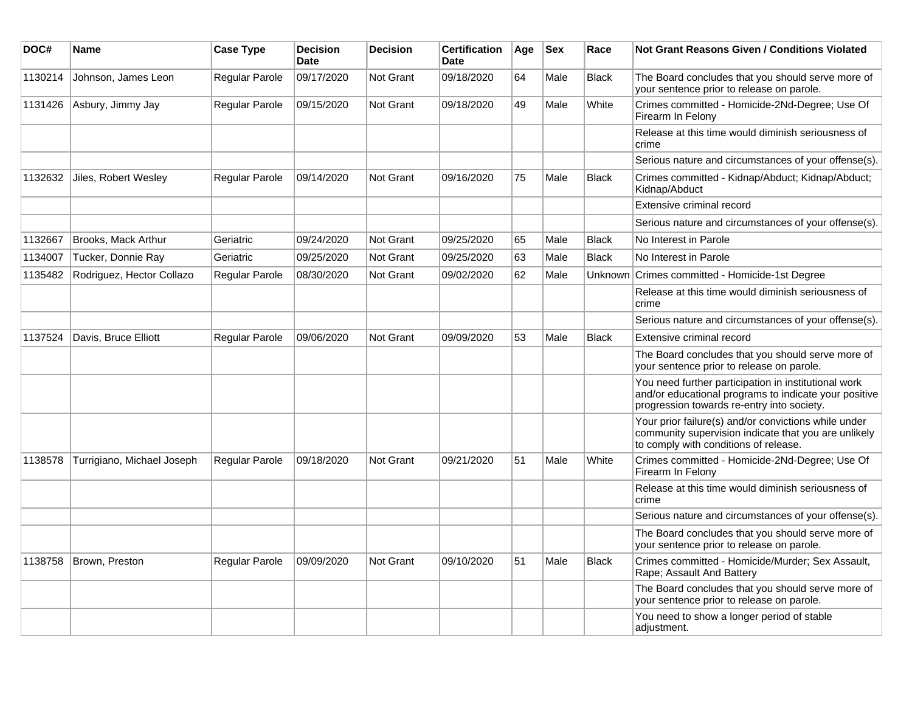| DOC# | Name | Case Type | Decision Date | Decision | Certification Date | Age | Sex | Race | Not Grant Reasons Given / Conditions Violated |
|---|---|---|---|---|---|---|---|---|---|
| 1130214 | Johnson, James Leon | Regular Parole | 09/17/2020 | Not Grant | 09/18/2020 | 64 | Male | Black | The Board concludes that you should serve more of your sentence prior to release on parole. |
| 1131426 | Asbury, Jimmy Jay | Regular Parole | 09/15/2020 | Not Grant | 09/18/2020 | 49 | Male | White | Crimes committed - Homicide-2Nd-Degree; Use Of Firearm In Felony |
| | | | | | | | | | Release at this time would diminish seriousness of crime |
| | | | | | | | | | Serious nature and circumstances of your offense(s). |
| 1132632 | Jiles, Robert Wesley | Regular Parole | 09/14/2020 | Not Grant | 09/16/2020 | 75 | Male | Black | Crimes committed - Kidnap/Abduct; Kidnap/Abduct; Kidnap/Abduct |
| | | | | | | | | | Extensive criminal record |
| | | | | | | | | | Serious nature and circumstances of your offense(s). |
| 1132667 | Brooks, Mack Arthur | Geriatric | 09/24/2020 | Not Grant | 09/25/2020 | 65 | Male | Black | No Interest in Parole |
| 1134007 | Tucker, Donnie Ray | Geriatric | 09/25/2020 | Not Grant | 09/25/2020 | 63 | Male | Black | No Interest in Parole |
| 1135482 | Rodriguez, Hector Collazo | Regular Parole | 08/30/2020 | Not Grant | 09/02/2020 | 62 | Male | Unknown | Crimes committed - Homicide-1st Degree |
| | | | | | | | | | Release at this time would diminish seriousness of crime |
| | | | | | | | | | Serious nature and circumstances of your offense(s). |
| 1137524 | Davis, Bruce Elliott | Regular Parole | 09/06/2020 | Not Grant | 09/09/2020 | 53 | Male | Black | Extensive criminal record |
| | | | | | | | | | The Board concludes that you should serve more of your sentence prior to release on parole. |
| | | | | | | | | | You need further participation in institutional work and/or educational programs to indicate your positive progression towards re-entry into society. |
| | | | | | | | | | Your prior failure(s) and/or convictions while under community supervision indicate that you are unlikely to comply with conditions of release. |
| 1138578 | Turrigiano, Michael Joseph | Regular Parole | 09/18/2020 | Not Grant | 09/21/2020 | 51 | Male | White | Crimes committed - Homicide-2Nd-Degree; Use Of Firearm In Felony |
| | | | | | | | | | Release at this time would diminish seriousness of crime |
| | | | | | | | | | Serious nature and circumstances of your offense(s). |
| | | | | | | | | | The Board concludes that you should serve more of your sentence prior to release on parole. |
| 1138758 | Brown, Preston | Regular Parole | 09/09/2020 | Not Grant | 09/10/2020 | 51 | Male | Black | Crimes committed - Homicide/Murder; Sex Assault, Rape; Assault And Battery |
| | | | | | | | | | The Board concludes that you should serve more of your sentence prior to release on parole. |
| | | | | | | | | | You need to show a longer period of stable adjustment. |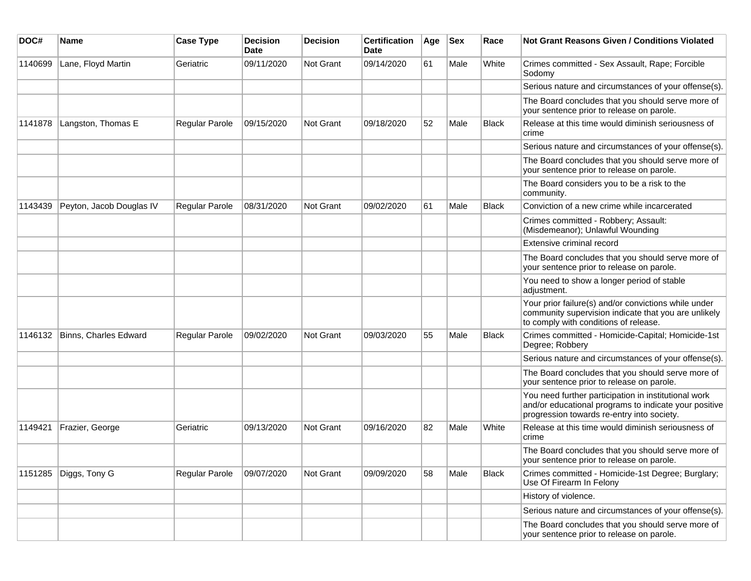| DOC# | Name | Case Type | Decision Date | Decision | Certification Date | Age | Sex | Race | Not Grant Reasons Given / Conditions Violated |
|---|---|---|---|---|---|---|---|---|---|
| 1140699 | Lane, Floyd Martin | Geriatric | 09/11/2020 | Not Grant | 09/14/2020 | 61 | Male | White | Crimes committed - Sex Assault, Rape; Forcible Sodomy |
| | | | | | | | | | Serious nature and circumstances of your offense(s). |
| | | | | | | | | | The Board concludes that you should serve more of your sentence prior to release on parole. |
| 1141878 | Langston, Thomas E | Regular Parole | 09/15/2020 | Not Grant | 09/18/2020 | 52 | Male | Black | Release at this time would diminish seriousness of crime |
| | | | | | | | | | Serious nature and circumstances of your offense(s). |
| | | | | | | | | | The Board concludes that you should serve more of your sentence prior to release on parole. |
| | | | | | | | | | The Board considers you to be a risk to the community. |
| 1143439 | Peyton, Jacob Douglas IV | Regular Parole | 08/31/2020 | Not Grant | 09/02/2020 | 61 | Male | Black | Conviction of a new crime while incarcerated |
| | | | | | | | | | Crimes committed - Robbery; Assault: (Misdemeanor); Unlawful Wounding |
| | | | | | | | | | Extensive criminal record |
| | | | | | | | | | The Board concludes that you should serve more of your sentence prior to release on parole. |
| | | | | | | | | | You need to show a longer period of stable adjustment. |
| | | | | | | | | | Your prior failure(s) and/or convictions while under community supervision indicate that you are unlikely to comply with conditions of release. |
| 1146132 | Binns, Charles Edward | Regular Parole | 09/02/2020 | Not Grant | 09/03/2020 | 55 | Male | Black | Crimes committed - Homicide-Capital; Homicide-1st Degree; Robbery |
| | | | | | | | | | Serious nature and circumstances of your offense(s). |
| | | | | | | | | | The Board concludes that you should serve more of your sentence prior to release on parole. |
| | | | | | | | | | You need further participation in institutional work and/or educational programs to indicate your positive progression towards re-entry into society. |
| 1149421 | Frazier, George | Geriatric | 09/13/2020 | Not Grant | 09/16/2020 | 82 | Male | White | Release at this time would diminish seriousness of crime |
| | | | | | | | | | The Board concludes that you should serve more of your sentence prior to release on parole. |
| 1151285 | Diggs, Tony G | Regular Parole | 09/07/2020 | Not Grant | 09/09/2020 | 58 | Male | Black | Crimes committed - Homicide-1st Degree; Burglary; Use Of Firearm In Felony |
| | | | | | | | | | History of violence. |
| | | | | | | | | | Serious nature and circumstances of your offense(s). |
| | | | | | | | | | The Board concludes that you should serve more of your sentence prior to release on parole. |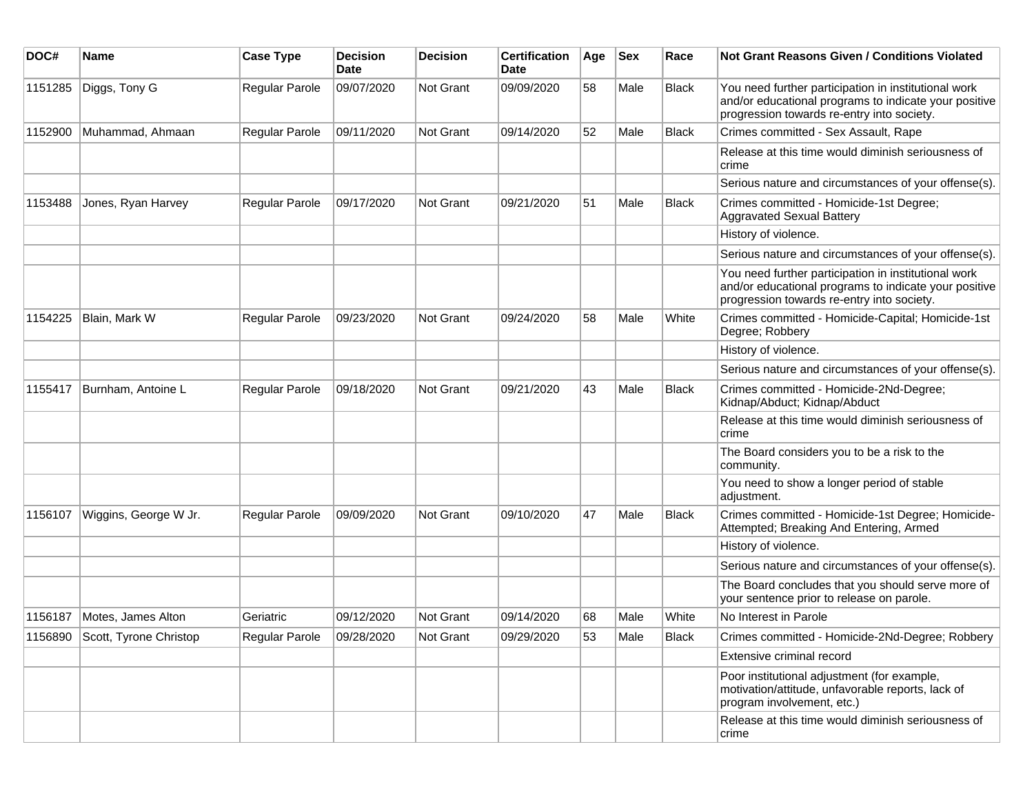| DOC# | Name | Case Type | Decision Date | Decision | Certification Date | Age | Sex | Race | Not Grant Reasons Given / Conditions Violated |
|---|---|---|---|---|---|---|---|---|---|
| 1151285 | Diggs, Tony G | Regular Parole | 09/07/2020 | Not Grant | 09/09/2020 | 58 | Male | Black | You need further participation in institutional work and/or educational programs to indicate your positive progression towards re-entry into society. |
| 1152900 | Muhammad, Ahmaan | Regular Parole | 09/11/2020 | Not Grant | 09/14/2020 | 52 | Male | Black | Crimes committed - Sex Assault, Rape |
| | | | | | | | | | Release at this time would diminish seriousness of crime |
| | | | | | | | | | Serious nature and circumstances of your offense(s). |
| 1153488 | Jones, Ryan Harvey | Regular Parole | 09/17/2020 | Not Grant | 09/21/2020 | 51 | Male | Black | Crimes committed - Homicide-1st Degree; Aggravated Sexual Battery |
| | | | | | | | | | History of violence. |
| | | | | | | | | | Serious nature and circumstances of your offense(s). |
| | | | | | | | | | You need further participation in institutional work and/or educational programs to indicate your positive progression towards re-entry into society. |
| 1154225 | Blain, Mark W | Regular Parole | 09/23/2020 | Not Grant | 09/24/2020 | 58 | Male | White | Crimes committed - Homicide-Capital; Homicide-1st Degree; Robbery |
| | | | | | | | | | History of violence. |
| | | | | | | | | | Serious nature and circumstances of your offense(s). |
| 1155417 | Burnham, Antoine L | Regular Parole | 09/18/2020 | Not Grant | 09/21/2020 | 43 | Male | Black | Crimes committed - Homicide-2Nd-Degree; Kidnap/Abduct; Kidnap/Abduct |
| | | | | | | | | | Release at this time would diminish seriousness of crime |
| | | | | | | | | | The Board considers you to be a risk to the community. |
| | | | | | | | | | You need to show a longer period of stable adjustment. |
| 1156107 | Wiggins, George W Jr. | Regular Parole | 09/09/2020 | Not Grant | 09/10/2020 | 47 | Male | Black | Crimes committed - Homicide-1st Degree; Homicide-Attempted; Breaking And Entering, Armed |
| | | | | | | | | | History of violence. |
| | | | | | | | | | Serious nature and circumstances of your offense(s). |
| | | | | | | | | | The Board concludes that you should serve more of your sentence prior to release on parole. |
| 1156187 | Motes, James Alton | Geriatric | 09/12/2020 | Not Grant | 09/14/2020 | 68 | Male | White | No Interest in Parole |
| 1156890 | Scott, Tyrone Christop | Regular Parole | 09/28/2020 | Not Grant | 09/29/2020 | 53 | Male | Black | Crimes committed - Homicide-2Nd-Degree; Robbery |
| | | | | | | | | | Extensive criminal record |
| | | | | | | | | | Poor institutional adjustment (for example, motivation/attitude, unfavorable reports, lack of program involvement, etc.) |
| | | | | | | | | | Release at this time would diminish seriousness of crime |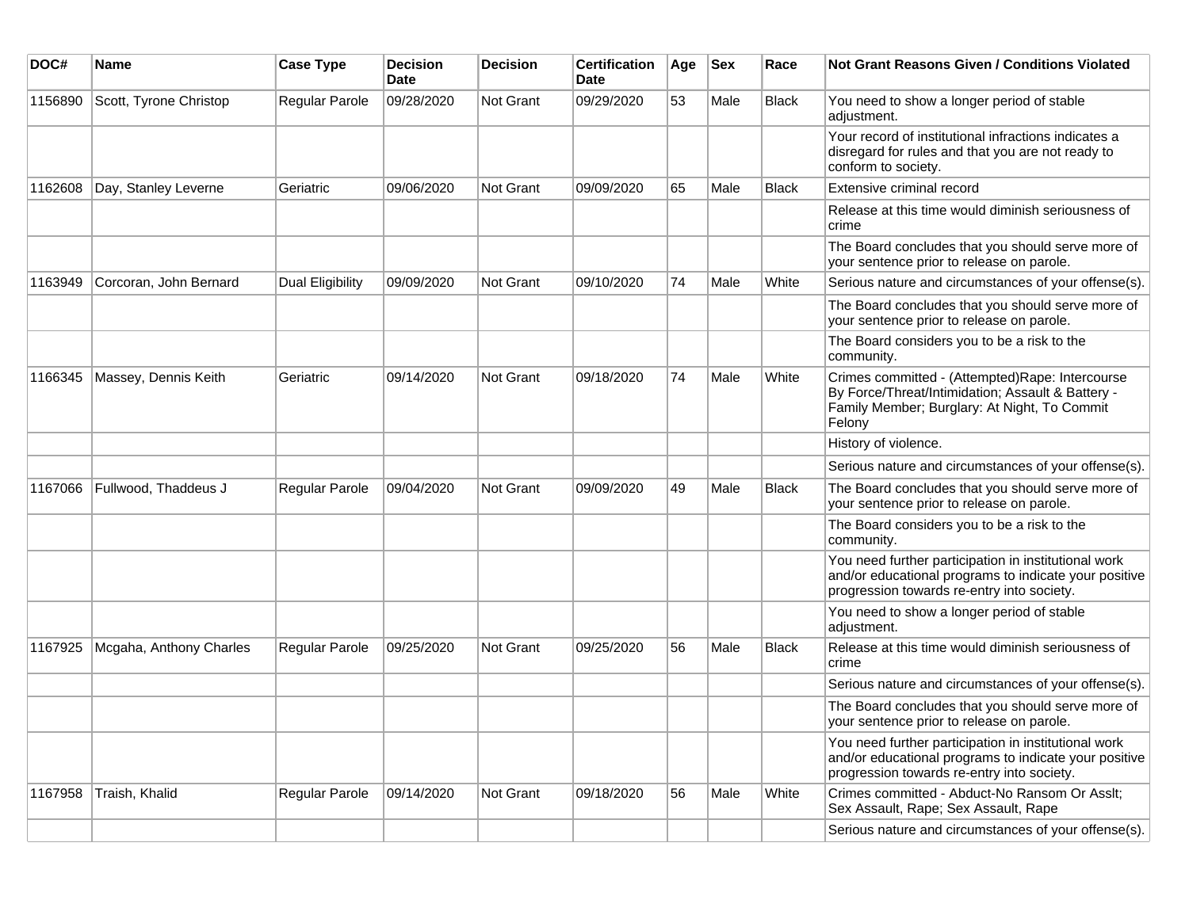| DOC# | Name | Case Type | Decision Date | Decision | Certification Date | Age | Sex | Race | Not Grant Reasons Given / Conditions Violated |
|---|---|---|---|---|---|---|---|---|---|
| 1156890 | Scott, Tyrone Christop | Regular Parole | 09/28/2020 | Not Grant | 09/29/2020 | 53 | Male | Black | You need to show a longer period of stable adjustment. |
| | | | | | | | | | Your record of institutional infractions indicates a disregard for rules and that you are not ready to conform to society. |
| 1162608 | Day, Stanley Leverne | Geriatric | 09/06/2020 | Not Grant | 09/09/2020 | 65 | Male | Black | Extensive criminal record |
| | | | | | | | | | Release at this time would diminish seriousness of crime |
| | | | | | | | | | The Board concludes that you should serve more of your sentence prior to release on parole. |
| 1163949 | Corcoran, John Bernard | Dual Eligibility | 09/09/2020 | Not Grant | 09/10/2020 | 74 | Male | White | Serious nature and circumstances of your offense(s). |
| | | | | | | | | | The Board concludes that you should serve more of your sentence prior to release on parole. |
| | | | | | | | | | The Board considers you to be a risk to the community. |
| 1166345 | Massey, Dennis Keith | Geriatric | 09/14/2020 | Not Grant | 09/18/2020 | 74 | Male | White | Crimes committed - (Attempted)Rape: Intercourse By Force/Threat/Intimidation; Assault & Battery - Family Member; Burglary: At Night, To Commit Felony |
| | | | | | | | | | History of violence. |
| | | | | | | | | | Serious nature and circumstances of your offense(s). |
| 1167066 | Fullwood, Thaddeus J | Regular Parole | 09/04/2020 | Not Grant | 09/09/2020 | 49 | Male | Black | The Board concludes that you should serve more of your sentence prior to release on parole. |
| | | | | | | | | | The Board considers you to be a risk to the community. |
| | | | | | | | | | You need further participation in institutional work and/or educational programs to indicate your positive progression towards re-entry into society. |
| | | | | | | | | | You need to show a longer period of stable adjustment. |
| 1167925 | Mcgaha, Anthony Charles | Regular Parole | 09/25/2020 | Not Grant | 09/25/2020 | 56 | Male | Black | Release at this time would diminish seriousness of crime |
| | | | | | | | | | Serious nature and circumstances of your offense(s). |
| | | | | | | | | | The Board concludes that you should serve more of your sentence prior to release on parole. |
| | | | | | | | | | You need further participation in institutional work and/or educational programs to indicate your positive progression towards re-entry into society. |
| 1167958 | Traish, Khalid | Regular Parole | 09/14/2020 | Not Grant | 09/18/2020 | 56 | Male | White | Crimes committed - Abduct-No Ransom Or Asslt; Sex Assault, Rape; Sex Assault, Rape |
| | | | | | | | | | Serious nature and circumstances of your offense(s). |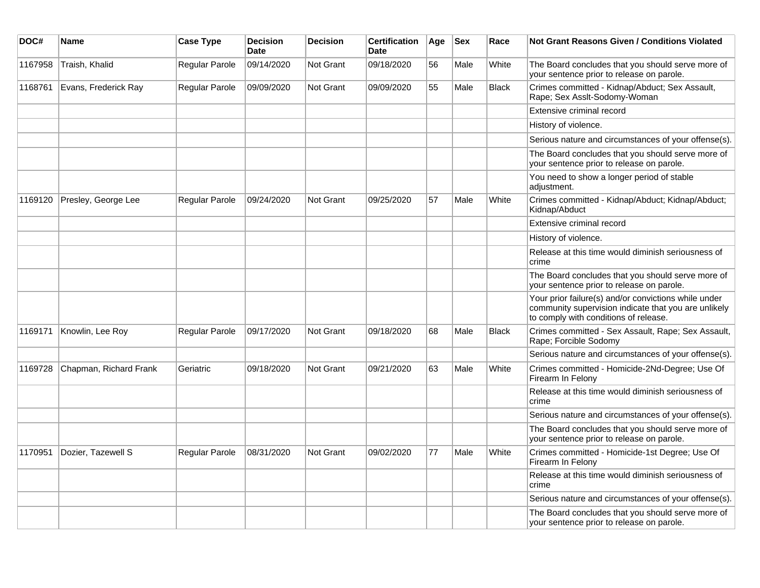| DOC# | Name | Case Type | Decision Date | Decision | Certification Date | Age | Sex | Race | Not Grant Reasons Given / Conditions Violated |
|---|---|---|---|---|---|---|---|---|---|
| 1167958 | Traish, Khalid | Regular Parole | 09/14/2020 | Not Grant | 09/18/2020 | 56 | Male | White | The Board concludes that you should serve more of your sentence prior to release on parole. |
| 1168761 | Evans, Frederick Ray | Regular Parole | 09/09/2020 | Not Grant | 09/09/2020 | 55 | Male | Black | Crimes committed - Kidnap/Abduct; Sex Assault, Rape; Sex Asslt-Sodomy-Woman |
| | | | | | | | | | Extensive criminal record |
| | | | | | | | | | History of violence. |
| | | | | | | | | | Serious nature and circumstances of your offense(s). |
| | | | | | | | | | The Board concludes that you should serve more of your sentence prior to release on parole. |
| | | | | | | | | | You need to show a longer period of stable adjustment. |
| 1169120 | Presley, George Lee | Regular Parole | 09/24/2020 | Not Grant | 09/25/2020 | 57 | Male | White | Crimes committed - Kidnap/Abduct; Kidnap/Abduct; Kidnap/Abduct |
| | | | | | | | | | Extensive criminal record |
| | | | | | | | | | History of violence. |
| | | | | | | | | | Release at this time would diminish seriousness of crime |
| | | | | | | | | | The Board concludes that you should serve more of your sentence prior to release on parole. |
| | | | | | | | | | Your prior failure(s) and/or convictions while under community supervision indicate that you are unlikely to comply with conditions of release. |
| 1169171 | Knowlin, Lee Roy | Regular Parole | 09/17/2020 | Not Grant | 09/18/2020 | 68 | Male | Black | Crimes committed - Sex Assault, Rape; Sex Assault, Rape; Forcible Sodomy |
| | | | | | | | | | Serious nature and circumstances of your offense(s). |
| 1169728 | Chapman, Richard Frank | Geriatric | 09/18/2020 | Not Grant | 09/21/2020 | 63 | Male | White | Crimes committed - Homicide-2Nd-Degree; Use Of Firearm In Felony |
| | | | | | | | | | Release at this time would diminish seriousness of crime |
| | | | | | | | | | Serious nature and circumstances of your offense(s). |
| | | | | | | | | | The Board concludes that you should serve more of your sentence prior to release on parole. |
| 1170951 | Dozier, Tazewell S | Regular Parole | 08/31/2020 | Not Grant | 09/02/2020 | 77 | Male | White | Crimes committed - Homicide-1st Degree; Use Of Firearm In Felony |
| | | | | | | | | | Release at this time would diminish seriousness of crime |
| | | | | | | | | | Serious nature and circumstances of your offense(s). |
| | | | | | | | | | The Board concludes that you should serve more of your sentence prior to release on parole. |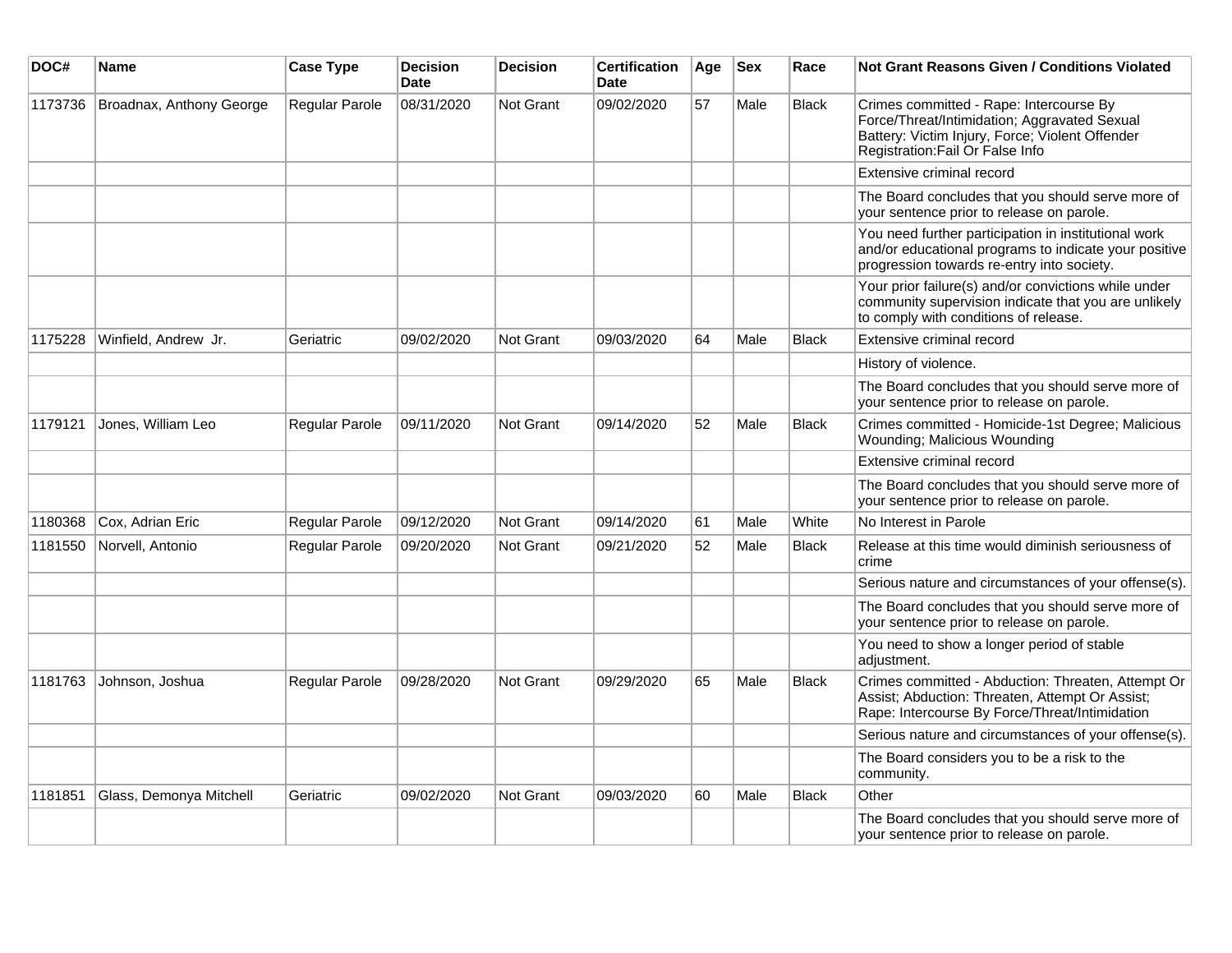| DOC# | Name | Case Type | Decision Date | Decision | Certification Date | Age | Sex | Race | Not Grant Reasons Given / Conditions Violated |
|---|---|---|---|---|---|---|---|---|---|
| 1173736 | Broadnax, Anthony George | Regular Parole | 08/31/2020 | Not Grant | 09/02/2020 | 57 | Male | Black | Crimes committed - Rape: Intercourse By Force/Threat/Intimidation; Aggravated Sexual Battery: Victim Injury, Force; Violent Offender Registration:Fail Or False Info |
| | | | | | | | | | Extensive criminal record |
| | | | | | | | | | The Board concludes that you should serve more of your sentence prior to release on parole. |
| | | | | | | | | | You need further participation in institutional work and/or educational programs to indicate your positive progression towards re-entry into society. |
| | | | | | | | | | Your prior failure(s) and/or convictions while under community supervision indicate that you are unlikely to comply with conditions of release. |
| 1175228 | Winfield, Andrew Jr. | Geriatric | 09/02/2020 | Not Grant | 09/03/2020 | 64 | Male | Black | Extensive criminal record |
| | | | | | | | | | History of violence. |
| | | | | | | | | | The Board concludes that you should serve more of your sentence prior to release on parole. |
| 1179121 | Jones, William Leo | Regular Parole | 09/11/2020 | Not Grant | 09/14/2020 | 52 | Male | Black | Crimes committed - Homicide-1st Degree; Malicious Wounding; Malicious Wounding |
| | | | | | | | | | Extensive criminal record |
| | | | | | | | | | The Board concludes that you should serve more of your sentence prior to release on parole. |
| 1180368 | Cox, Adrian Eric | Regular Parole | 09/12/2020 | Not Grant | 09/14/2020 | 61 | Male | White | No Interest in Parole |
| 1181550 | Norvell, Antonio | Regular Parole | 09/20/2020 | Not Grant | 09/21/2020 | 52 | Male | Black | Release at this time would diminish seriousness of crime |
| | | | | | | | | | Serious nature and circumstances of your offense(s). |
| | | | | | | | | | The Board concludes that you should serve more of your sentence prior to release on parole. |
| | | | | | | | | | You need to show a longer period of stable adjustment. |
| 1181763 | Johnson, Joshua | Regular Parole | 09/28/2020 | Not Grant | 09/29/2020 | 65 | Male | Black | Crimes committed - Abduction: Threaten, Attempt Or Assist; Abduction: Threaten, Attempt Or Assist; Rape: Intercourse By Force/Threat/Intimidation |
| | | | | | | | | | Serious nature and circumstances of your offense(s). |
| | | | | | | | | | The Board considers you to be a risk to the community. |
| 1181851 | Glass, Demonya Mitchell | Geriatric | 09/02/2020 | Not Grant | 09/03/2020 | 60 | Male | Black | Other |
| | | | | | | | | | The Board concludes that you should serve more of your sentence prior to release on parole. |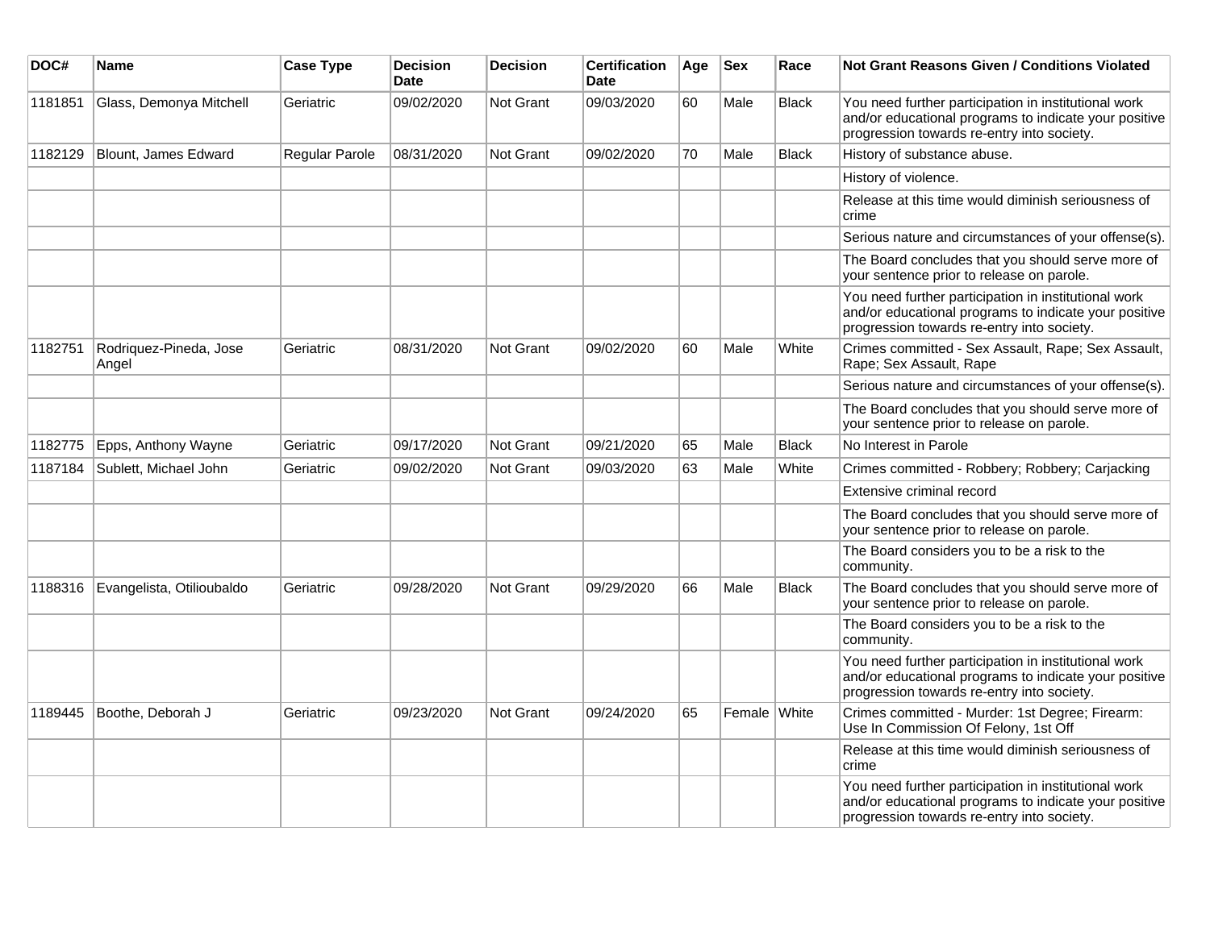| DOC# | Name | Case Type | Decision Date | Decision | Certification Date | Age | Sex | Race | Not Grant Reasons Given / Conditions Violated |
|---|---|---|---|---|---|---|---|---|---|
| 1181851 | Glass, Demonya Mitchell | Geriatric | 09/02/2020 | Not Grant | 09/03/2020 | 60 | Male | Black | You need further participation in institutional work and/or educational programs to indicate your positive progression towards re-entry into society. |
| 1182129 | Blount, James Edward | Regular Parole | 08/31/2020 | Not Grant | 09/02/2020 | 70 | Male | Black | History of substance abuse. |
| | | | | | | | | | History of violence. |
| | | | | | | | | | Release at this time would diminish seriousness of crime |
| | | | | | | | | | Serious nature and circumstances of your offense(s). |
| | | | | | | | | | The Board concludes that you should serve more of your sentence prior to release on parole. |
| | | | | | | | | | You need further participation in institutional work and/or educational programs to indicate your positive progression towards re-entry into society. |
| 1182751 | Rodriquez-Pineda, Jose Angel | Geriatric | 08/31/2020 | Not Grant | 09/02/2020 | 60 | Male | White | Crimes committed - Sex Assault, Rape; Sex Assault, Rape; Sex Assault, Rape |
| | | | | | | | | | Serious nature and circumstances of your offense(s). |
| | | | | | | | | | The Board concludes that you should serve more of your sentence prior to release on parole. |
| 1182775 | Epps, Anthony Wayne | Geriatric | 09/17/2020 | Not Grant | 09/21/2020 | 65 | Male | Black | No Interest in Parole |
| 1187184 | Sublett, Michael John | Geriatric | 09/02/2020 | Not Grant | 09/03/2020 | 63 | Male | White | Crimes committed - Robbery; Robbery; Carjacking |
| | | | | | | | | | Extensive criminal record |
| | | | | | | | | | The Board concludes that you should serve more of your sentence prior to release on parole. |
| | | | | | | | | | The Board considers you to be a risk to the community. |
| 1188316 | Evangelista, Otilioubaldo | Geriatric | 09/28/2020 | Not Grant | 09/29/2020 | 66 | Male | Black | The Board concludes that you should serve more of your sentence prior to release on parole. |
| | | | | | | | | | The Board considers you to be a risk to the community. |
| | | | | | | | | | You need further participation in institutional work and/or educational programs to indicate your positive progression towards re-entry into society. |
| 1189445 | Boothe, Deborah J | Geriatric | 09/23/2020 | Not Grant | 09/24/2020 | 65 | Female | White | Crimes committed - Murder: 1st Degree; Firearm: Use In Commission Of Felony, 1st Off |
| | | | | | | | | | Release at this time would diminish seriousness of crime |
| | | | | | | | | | You need further participation in institutional work and/or educational programs to indicate your positive progression towards re-entry into society. |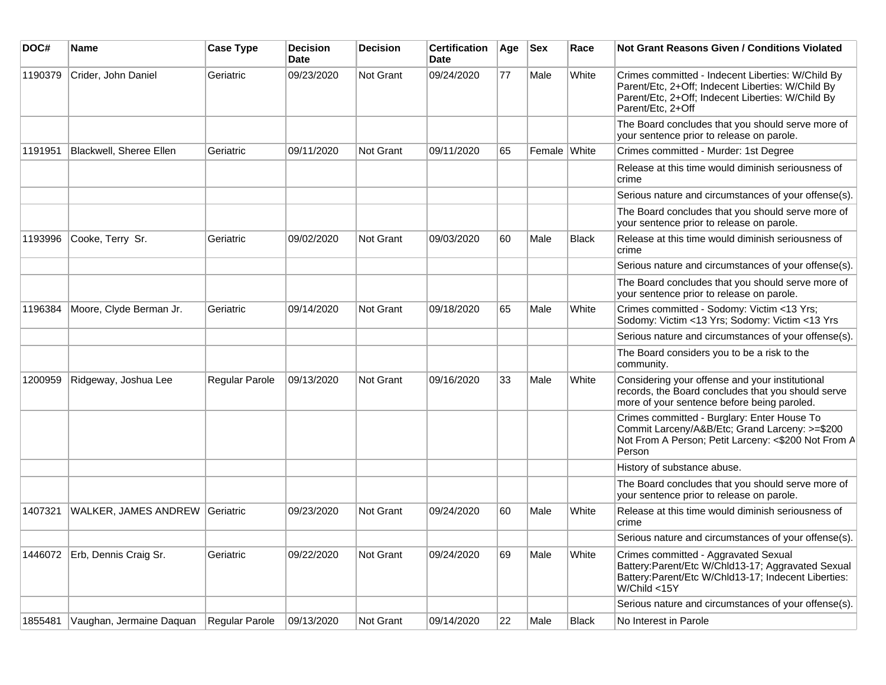| DOC# | Name | Case Type | Decision Date | Decision | Certification Date | Age | Sex | Race | Not Grant Reasons Given / Conditions Violated |
|---|---|---|---|---|---|---|---|---|---|
| 1190379 | Crider, John Daniel | Geriatric | 09/23/2020 | Not Grant | 09/24/2020 | 77 | Male | White | Crimes committed - Indecent Liberties: W/Child By Parent/Etc, 2+Off; Indecent Liberties: W/Child By Parent/Etc, 2+Off; Indecent Liberties: W/Child By Parent/Etc, 2+Off |
| | | | | | | | | | The Board concludes that you should serve more of your sentence prior to release on parole. |
| 1191951 | Blackwell, Sheree Ellen | Geriatric | 09/11/2020 | Not Grant | 09/11/2020 | 65 | Female | White | Crimes committed - Murder: 1st Degree |
| | | | | | | | | | Release at this time would diminish seriousness of crime |
| | | | | | | | | | Serious nature and circumstances of your offense(s). |
| | | | | | | | | | The Board concludes that you should serve more of your sentence prior to release on parole. |
| 1193996 | Cooke, Terry Sr. | Geriatric | 09/02/2020 | Not Grant | 09/03/2020 | 60 | Male | Black | Release at this time would diminish seriousness of crime |
| | | | | | | | | | Serious nature and circumstances of your offense(s). |
| | | | | | | | | | The Board concludes that you should serve more of your sentence prior to release on parole. |
| 1196384 | Moore, Clyde Berman Jr. | Geriatric | 09/14/2020 | Not Grant | 09/18/2020 | 65 | Male | White | Crimes committed - Sodomy: Victim <13 Yrs; Sodomy: Victim <13 Yrs; Sodomy: Victim <13 Yrs |
| | | | | | | | | | Serious nature and circumstances of your offense(s). |
| | | | | | | | | | The Board considers you to be a risk to the community. |
| 1200959 | Ridgeway, Joshua Lee | Regular Parole | 09/13/2020 | Not Grant | 09/16/2020 | 33 | Male | White | Considering your offense and your institutional records, the Board concludes that you should serve more of your sentence before being paroled. |
| | | | | | | | | | Crimes committed - Burglary: Enter House To Commit Larceny/A&B/Etc; Grand Larceny: >=$200 Not From A Person; Petit Larceny: <$200 Not From A Person |
| | | | | | | | | | History of substance abuse. |
| | | | | | | | | | The Board concludes that you should serve more of your sentence prior to release on parole. |
| 1407321 | WALKER, JAMES ANDREW | Geriatric | 09/23/2020 | Not Grant | 09/24/2020 | 60 | Male | White | Release at this time would diminish seriousness of crime |
| | | | | | | | | | Serious nature and circumstances of your offense(s). |
| 1446072 | Erb, Dennis Craig Sr. | Geriatric | 09/22/2020 | Not Grant | 09/24/2020 | 69 | Male | White | Crimes committed - Aggravated Sexual Battery:Parent/Etc W/Chld13-17; Aggravated Sexual Battery:Parent/Etc W/Chld13-17; Indecent Liberties: W/Child <15Y |
| | | | | | | | | | Serious nature and circumstances of your offense(s). |
| 1855481 | Vaughan, Jermaine Daquan | Regular Parole | 09/13/2020 | Not Grant | 09/14/2020 | 22 | Male | Black | No Interest in Parole |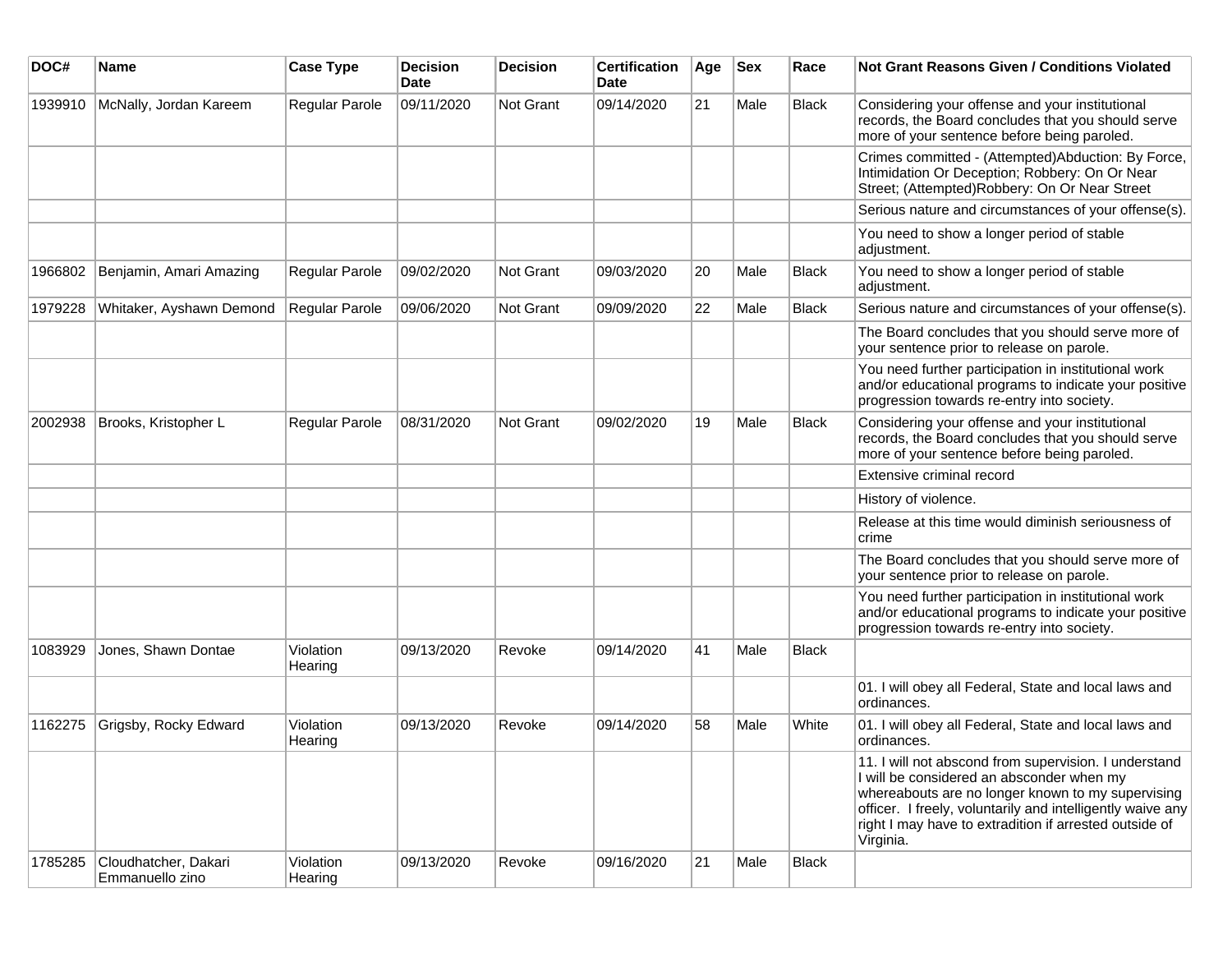| DOC# | Name | Case Type | Decision Date | Decision | Certification Date | Age | Sex | Race | Not Grant Reasons Given / Conditions Violated |
|---|---|---|---|---|---|---|---|---|---|
| 1939910 | McNally, Jordan Kareem | Regular Parole | 09/11/2020 | Not Grant | 09/14/2020 | 21 | Male | Black | Considering your offense and your institutional records, the Board concludes that you should serve more of your sentence before being paroled. |
| | | | | | | | | | Crimes committed - (Attempted)Abduction: By Force, Intimidation Or Deception; Robbery: On Or Near Street; (Attempted)Robbery: On Or Near Street |
| | | | | | | | | | Serious nature and circumstances of your offense(s). |
| | | | | | | | | | You need to show a longer period of stable adjustment. |
| 1966802 | Benjamin, Amari Amazing | Regular Parole | 09/02/2020 | Not Grant | 09/03/2020 | 20 | Male | Black | You need to show a longer period of stable adjustment. |
| 1979228 | Whitaker, Ayshawn Demond | Regular Parole | 09/06/2020 | Not Grant | 09/09/2020 | 22 | Male | Black | Serious nature and circumstances of your offense(s). |
| | | | | | | | | | The Board concludes that you should serve more of your sentence prior to release on parole. |
| | | | | | | | | | You need further participation in institutional work and/or educational programs to indicate your positive progression towards re-entry into society. |
| 2002938 | Brooks, Kristopher L | Regular Parole | 08/31/2020 | Not Grant | 09/02/2020 | 19 | Male | Black | Considering your offense and your institutional records, the Board concludes that you should serve more of your sentence before being paroled. |
| | | | | | | | | | Extensive criminal record |
| | | | | | | | | | History of violence. |
| | | | | | | | | | Release at this time would diminish seriousness of crime |
| | | | | | | | | | The Board concludes that you should serve more of your sentence prior to release on parole. |
| | | | | | | | | | You need further participation in institutional work and/or educational programs to indicate your positive progression towards re-entry into society. |
| 1083929 | Jones, Shawn Dontae | Violation Hearing | 09/13/2020 | Revoke | 09/14/2020 | 41 | Male | Black | |
| | | | | | | | | | 01. I will obey all Federal, State and local laws and ordinances. |
| 1162275 | Grigsby, Rocky Edward | Violation Hearing | 09/13/2020 | Revoke | 09/14/2020 | 58 | Male | White | 01. I will obey all Federal, State and local laws and ordinances. |
| | | | | | | | | | 11. I will not abscond from supervision. I understand I will be considered an absconder when my whereabouts are no longer known to my supervising officer. I freely, voluntarily and intelligently waive any right I may have to extradition if arrested outside of Virginia. |
| 1785285 | Cloudhatcher, Dakari Emmanuello zino | Violation Hearing | 09/13/2020 | Revoke | 09/16/2020 | 21 | Male | Black | |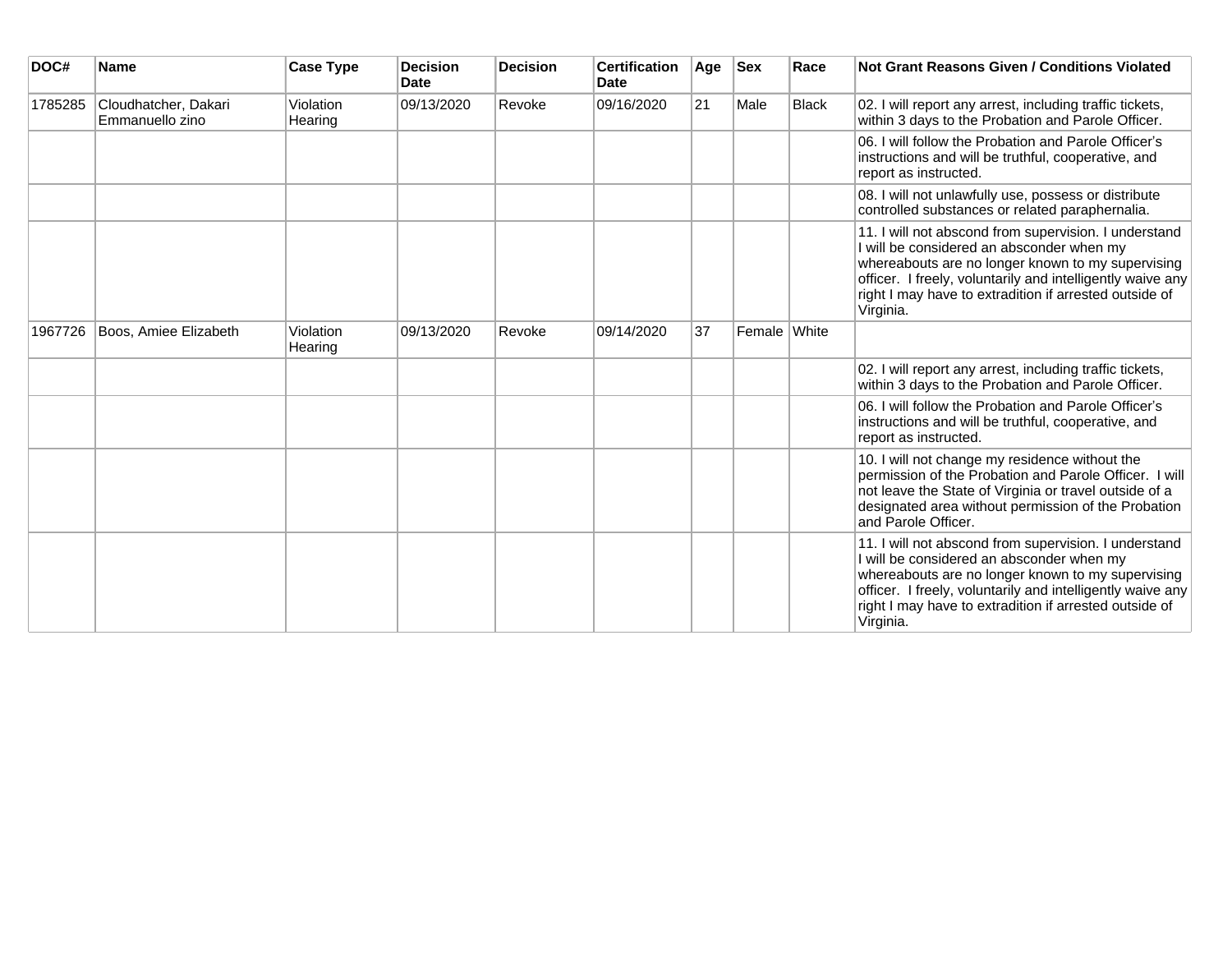| DOC# | Name | Case Type | Decision Date | Decision | Certification Date | Age | Sex | Race | Not Grant Reasons Given / Conditions Violated |
|---|---|---|---|---|---|---|---|---|---|
| 1785285 | Cloudhatcher, Dakari Emmanuello zino | Violation Hearing | 09/13/2020 | Revoke | 09/16/2020 | 21 | Male | Black | 02. I will report any arrest, including traffic tickets, within 3 days to the Probation and Parole Officer. |
| | | | | | | | | | 06. I will follow the Probation and Parole Officer's instructions and will be truthful, cooperative, and report as instructed. |
| | | | | | | | | | 08. I will not unlawfully use, possess or distribute controlled substances or related paraphernalia. |
| | | | | | | | | | 11. I will not abscond from supervision. I understand I will be considered an absconder when my whereabouts are no longer known to my supervising officer. I freely, voluntarily and intelligently waive any right I may have to extradition if arrested outside of Virginia. |
| 1967726 | Boos, Amiee Elizabeth | Violation Hearing | 09/13/2020 | Revoke | 09/14/2020 | 37 | Female | White | |
| | | | | | | | | | 02. I will report any arrest, including traffic tickets, within 3 days to the Probation and Parole Officer. |
| | | | | | | | | | 06. I will follow the Probation and Parole Officer's instructions and will be truthful, cooperative, and report as instructed. |
| | | | | | | | | | 10. I will not change my residence without the permission of the Probation and Parole Officer. I will not leave the State of Virginia or travel outside of a designated area without permission of the Probation and Parole Officer. |
| | | | | | | | | | 11. I will not abscond from supervision. I understand I will be considered an absconder when my whereabouts are no longer known to my supervising officer. I freely, voluntarily and intelligently waive any right I may have to extradition if arrested outside of Virginia. |